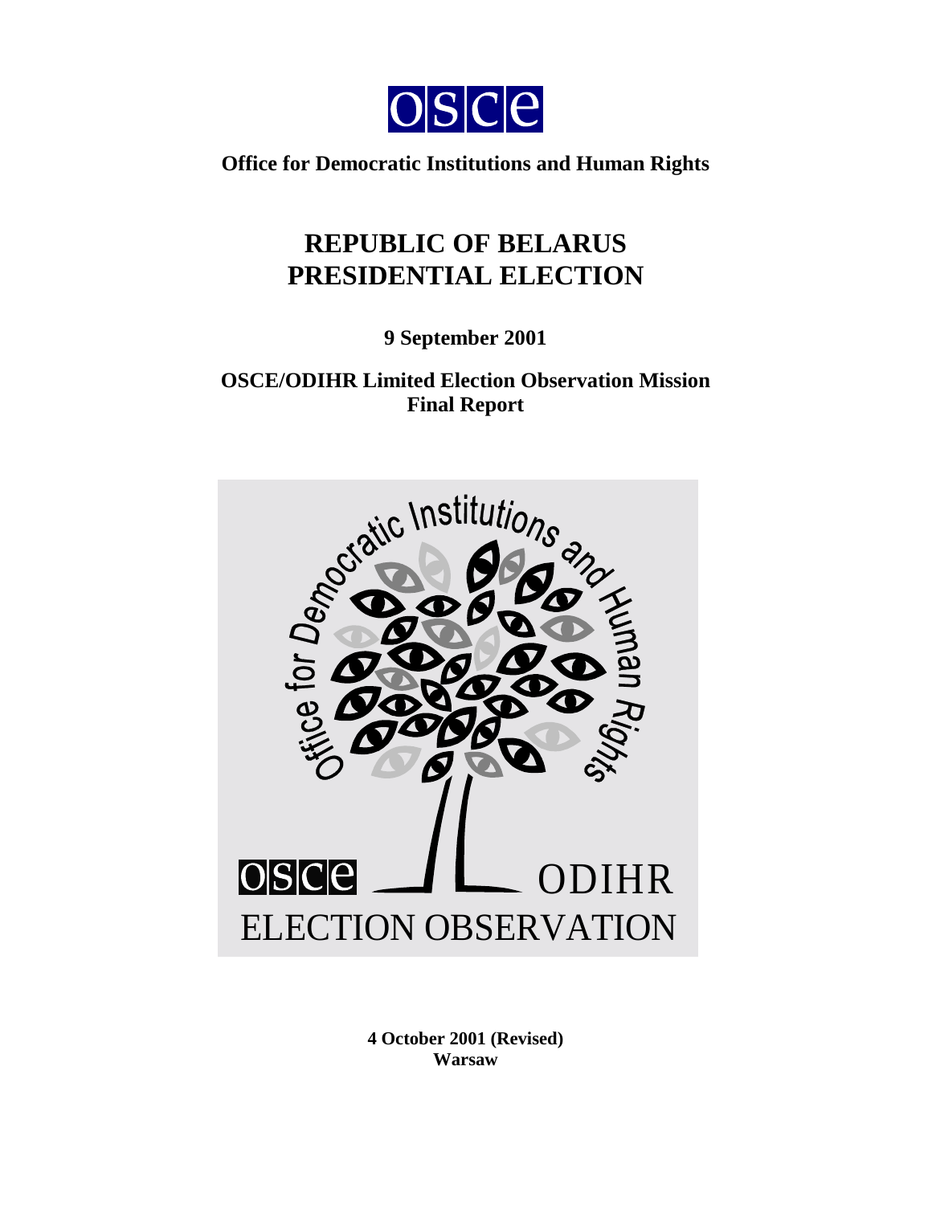**Office for Democratic Institutions and Human Rights**

# REPUBLIC OF BELARUS PRESIDENTIAL ELECTION

**9 September 2001**

**OSCE/ODIHR Limited Election Observation Mission Final Report**

**4 October 2001 (Revised)**
**Warsaw**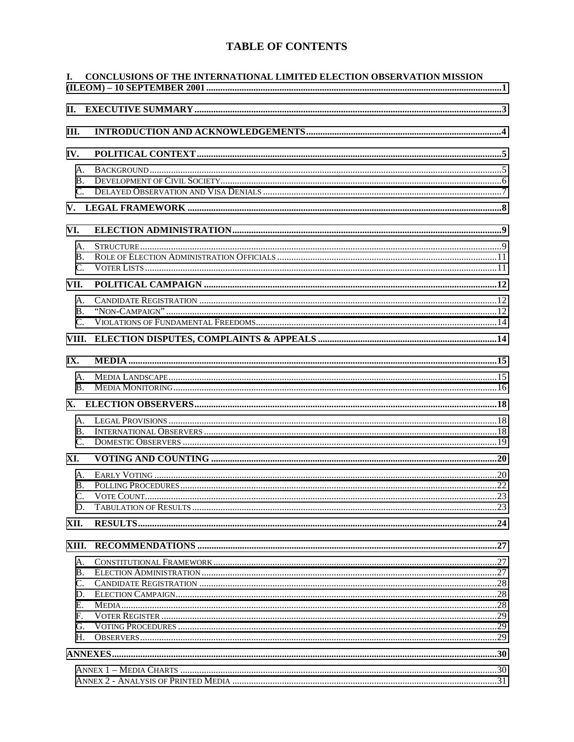# TABLE OF CONTENTS

I. CONCLUSIONS OF THE INTERNATIONAL LIMITED ELECTION OBSERVATION MISSION (ILEOM) – 10 SEPTEMBER 2001 ........ 1

II. EXECUTIVE SUMMARY ........ 3

III. INTRODUCTION AND ACKNOWLEDGEMENTS ........ 4

IV. POLITICAL CONTEXT ........ 5

- A. Background ........ 5
- B. Development of Civil Society ........ 6
- C. Delayed Observation and Visa Denials ........ 7

V. LEGAL FRAMEWORK ........ 8

VI. ELECTION ADMINISTRATION ........ 9

- A. Structure ........ 9
- B. Role of Election Administration Officials ........ 11
- C. Voter Lists ........ 11

VII. POLITICAL CAMPAIGN ........ 12

- A. Candidate Registration ........ 12
- B. "Non-Campaign" ........ 12
- C. Violations of Fundamental Freedoms ........ 14

VIII. ELECTION DISPUTES, COMPLAINTS & APPEALS ........ 14

IX. MEDIA ........ 15

- A. Media Landscape ........ 15
- B. Media Monitoring ........ 16

X. ELECTION OBSERVERS ........ 18

- A. Legal Provisions ........ 18
- B. International Observers ........ 18
- C. Domestic Observers ........ 19

XI. VOTING AND COUNTING ........ 20

- A. Early Voting ........ 20
- B. Polling Procedures ........ 22
- C. Vote Count ........ 23
- D. Tabulation of Results ........ 23

XII. RESULTS ........ 24

XIII. RECOMMENDATIONS ........ 27

- A. Constitutional Framework ........ 27
- B. Election Administration ........ 27
- C. Candidate Registration ........ 28
- D. Election Campaign ........ 28
- E. Media ........ 28
- F. Voter Register ........ 29
- G. Voting Procedures ........ 29
- H. Observers ........ 29

ANNEXES ........ 30

- Annex 1 – Media Charts ........ 30
- Annex 2 - Analysis of Printed Media ........ 31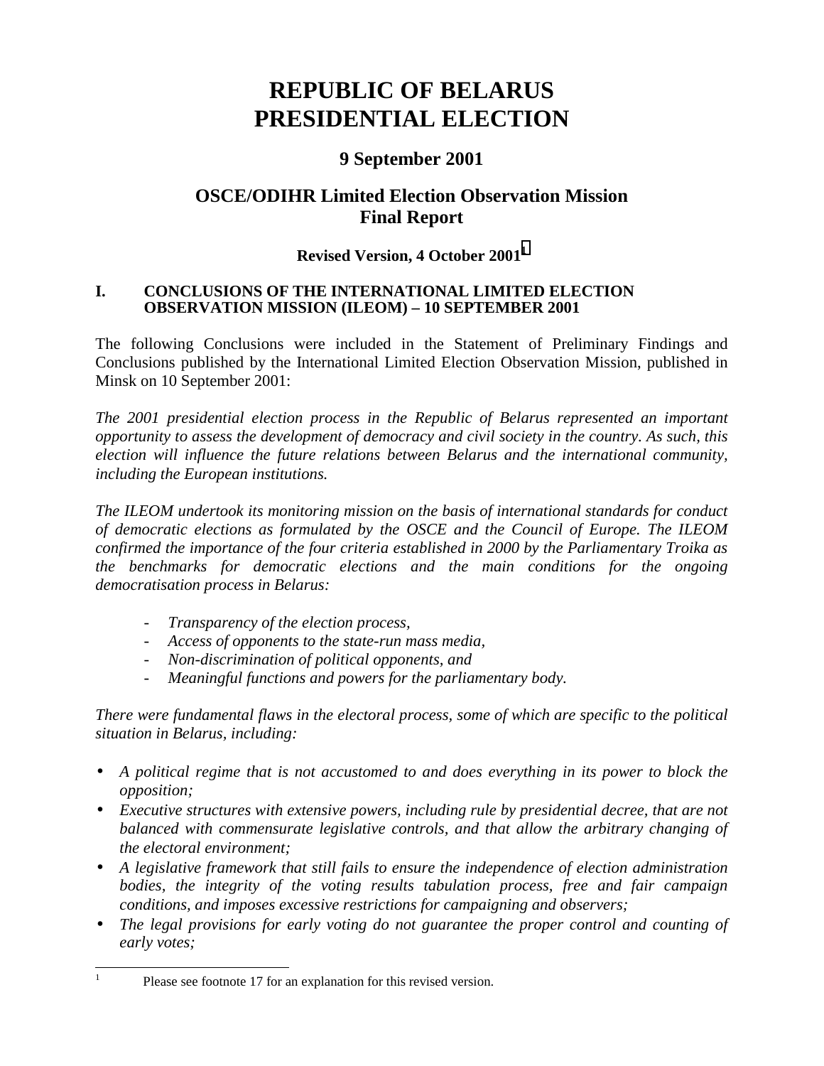# REPUBLIC OF BELARUS PRESIDENTIAL ELECTION

## 9 September 2001

## OSCE/ODIHR Limited Election Observation Mission Final Report

### Revised Version, 4 October 2001[1]

### I. CONCLUSIONS OF THE INTERNATIONAL LIMITED ELECTION OBSERVATION MISSION (ILEOM) – 10 SEPTEMBER 2001

The following Conclusions were included in the Statement of Preliminary Findings and Conclusions published by the International Limited Election Observation Mission, published in Minsk on 10 September 2001:

*The 2001 presidential election process in the Republic of Belarus represented an important opportunity to assess the development of democracy and civil society in the country. As such, this election will influence the future relations between Belarus and the international community, including the European institutions.*

*The ILEOM undertook its monitoring mission on the basis of international standards for conduct of democratic elections as formulated by the OSCE and the Council of Europe. The ILEOM confirmed the importance of the four criteria established in 2000 by the Parliamentary Troika as the benchmarks for democratic elections and the main conditions for the ongoing democratisation process in Belarus:*

- *Transparency of the election process,*
- *Access of opponents to the state-run mass media,*
- *Non-discrimination of political opponents, and*
- *Meaningful functions and powers for the parliamentary body.*

*There were fundamental flaws in the electoral process, some of which are specific to the political situation in Belarus, including:*

- *A political regime that is not accustomed to and does everything in its power to block the opposition;*
- *Executive structures with extensive powers, including rule by presidential decree, that are not balanced with commensurate legislative controls, and that allow the arbitrary changing of the electoral environment;*
- *A legislative framework that still fails to ensure the independence of election administration bodies, the integrity of the voting results tabulation process, free and fair campaign conditions, and imposes excessive restrictions for campaigning and observers;*
- *The legal provisions for early voting do not guarantee the proper control and counting of early votes;*

---

[1] Please see footnote 17 for an explanation for this revised version.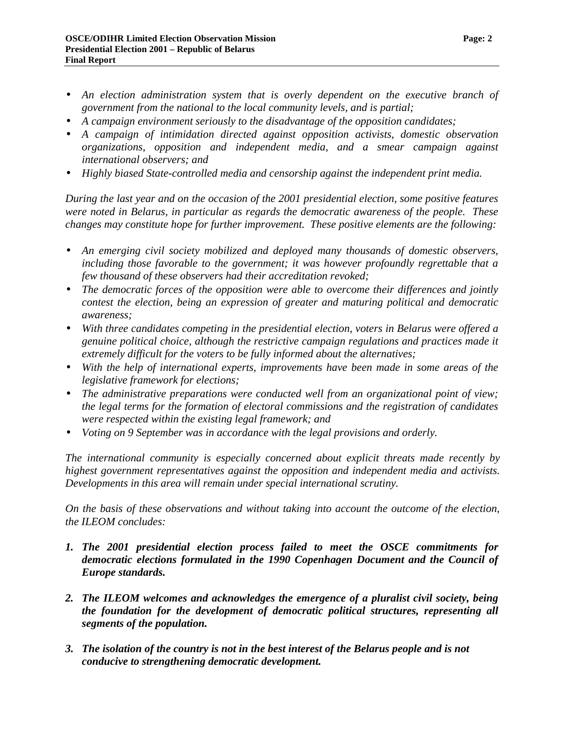- *An election administration system that is overly dependent on the executive branch of government from the national to the local community levels, and is partial;*
- *A campaign environment seriously to the disadvantage of the opposition candidates;*
- *A campaign of intimidation directed against opposition activists, domestic observation organizations, opposition and independent media, and a smear campaign against international observers; and*
- *Highly biased State-controlled media and censorship against the independent print media.*

*During the last year and on the occasion of the 2001 presidential election, some positive features were noted in Belarus, in particular as regards the democratic awareness of the people. These changes may constitute hope for further improvement. These positive elements are the following:*

- *An emerging civil society mobilized and deployed many thousands of domestic observers, including those favorable to the government; it was however profoundly regrettable that a few thousand of these observers had their accreditation revoked;*
- *The democratic forces of the opposition were able to overcome their differences and jointly contest the election, being an expression of greater and maturing political and democratic awareness;*
- *With three candidates competing in the presidential election, voters in Belarus were offered a genuine political choice, although the restrictive campaign regulations and practices made it extremely difficult for the voters to be fully informed about the alternatives;*
- *With the help of international experts, improvements have been made in some areas of the legislative framework for elections;*
- *The administrative preparations were conducted well from an organizational point of view; the legal terms for the formation of electoral commissions and the registration of candidates were respected within the existing legal framework; and*
- *Voting on 9 September was in accordance with the legal provisions and orderly.*

*The international community is especially concerned about explicit threats made recently by highest government representatives against the opposition and independent media and activists. Developments in this area will remain under special international scrutiny.*

*On the basis of these observations and without taking into account the outcome of the election, the ILEOM concludes:*

1. ***The 2001 presidential election process failed to meet the OSCE commitments for democratic elections formulated in the 1990 Copenhagen Document and the Council of Europe standards.***

2. ***The ILEOM welcomes and acknowledges the emergence of a pluralist civil society, being the foundation for the development of democratic political structures, representing all segments of the population.***

3. ***The isolation of the country is not in the best interest of the Belarus people and is not conducive to strengthening democratic development.***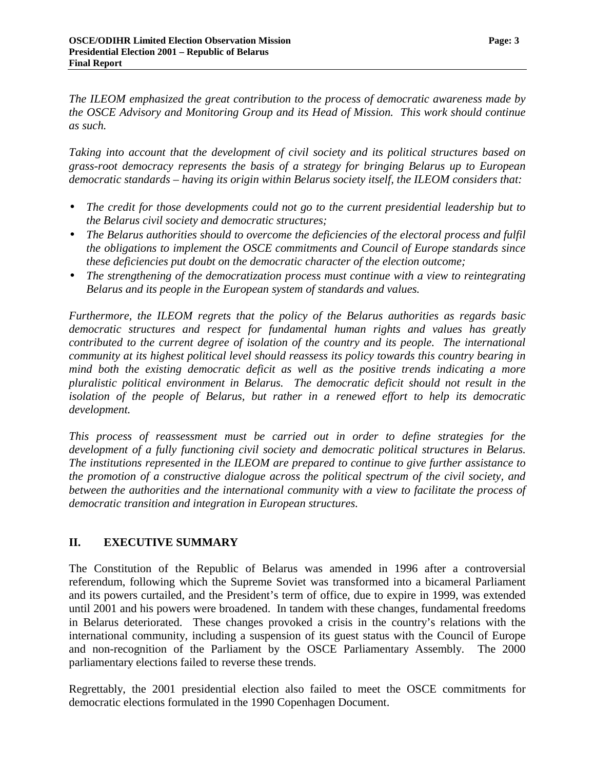*The ILEOM emphasized the great contribution to the process of democratic awareness made by the OSCE Advisory and Monitoring Group and its Head of Mission. This work should continue as such.*

*Taking into account that the development of civil society and its political structures based on grass-root democracy represents the basis of a strategy for bringing Belarus up to European democratic standards – having its origin within Belarus society itself, the ILEOM considers that:*

- *The credit for those developments could not go to the current presidential leadership but to the Belarus civil society and democratic structures;*
- *The Belarus authorities should to overcome the deficiencies of the electoral process and fulfil the obligations to implement the OSCE commitments and Council of Europe standards since these deficiencies put doubt on the democratic character of the election outcome;*
- *The strengthening of the democratization process must continue with a view to reintegrating Belarus and its people in the European system of standards and values.*

*Furthermore, the ILEOM regrets that the policy of the Belarus authorities as regards basic democratic structures and respect for fundamental human rights and values has greatly contributed to the current degree of isolation of the country and its people. The international community at its highest political level should reassess its policy towards this country bearing in mind both the existing democratic deficit as well as the positive trends indicating a more pluralistic political environment in Belarus. The democratic deficit should not result in the isolation of the people of Belarus, but rather in a renewed effort to help its democratic development.*

*This process of reassessment must be carried out in order to define strategies for the development of a fully functioning civil society and democratic political structures in Belarus. The institutions represented in the ILEOM are prepared to continue to give further assistance to the promotion of a constructive dialogue across the political spectrum of the civil society, and between the authorities and the international community with a view to facilitate the process of democratic transition and integration in European structures.*

## II. EXECUTIVE SUMMARY

The Constitution of the Republic of Belarus was amended in 1996 after a controversial referendum, following which the Supreme Soviet was transformed into a bicameral Parliament and its powers curtailed, and the President's term of office, due to expire in 1999, was extended until 2001 and his powers were broadened. In tandem with these changes, fundamental freedoms in Belarus deteriorated. These changes provoked a crisis in the country's relations with the international community, including a suspension of its guest status with the Council of Europe and non-recognition of the Parliament by the OSCE Parliamentary Assembly. The 2000 parliamentary elections failed to reverse these trends.

Regrettably, the 2001 presidential election also failed to meet the OSCE commitments for democratic elections formulated in the 1990 Copenhagen Document.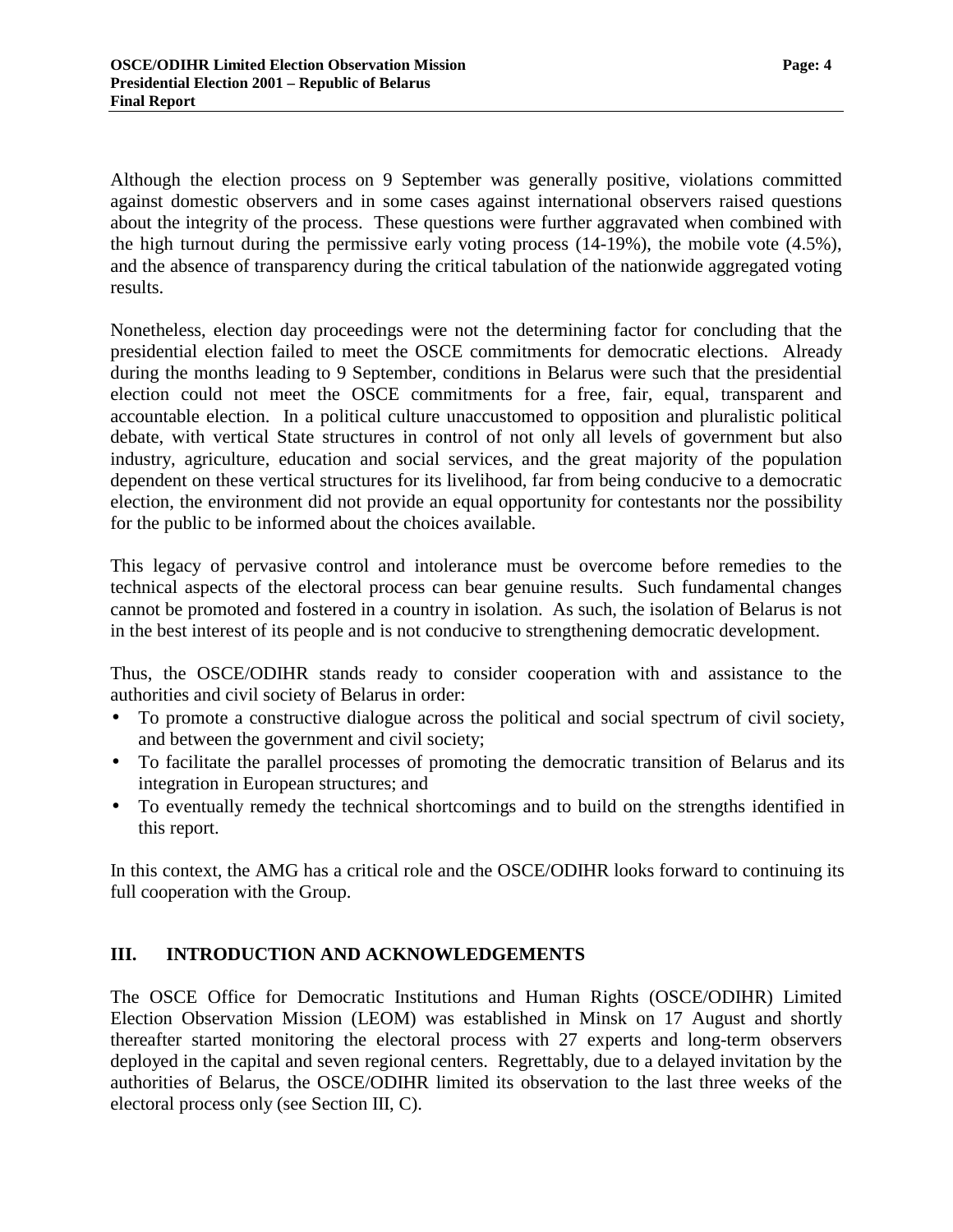Although the election process on 9 September was generally positive, violations committed against domestic observers and in some cases against international observers raised questions about the integrity of the process. These questions were further aggravated when combined with the high turnout during the permissive early voting process (14-19%), the mobile vote (4.5%), and the absence of transparency during the critical tabulation of the nationwide aggregated voting results.

Nonetheless, election day proceedings were not the determining factor for concluding that the presidential election failed to meet the OSCE commitments for democratic elections. Already during the months leading to 9 September, conditions in Belarus were such that the presidential election could not meet the OSCE commitments for a free, fair, equal, transparent and accountable election. In a political culture unaccustomed to opposition and pluralistic political debate, with vertical State structures in control of not only all levels of government but also industry, agriculture, education and social services, and the great majority of the population dependent on these vertical structures for its livelihood, far from being conducive to a democratic election, the environment did not provide an equal opportunity for contestants nor the possibility for the public to be informed about the choices available.

This legacy of pervasive control and intolerance must be overcome before remedies to the technical aspects of the electoral process can bear genuine results. Such fundamental changes cannot be promoted and fostered in a country in isolation. As such, the isolation of Belarus is not in the best interest of its people and is not conducive to strengthening democratic development.

Thus, the OSCE/ODIHR stands ready to consider cooperation with and assistance to the authorities and civil society of Belarus in order:

- To promote a constructive dialogue across the political and social spectrum of civil society, and between the government and civil society;
- To facilitate the parallel processes of promoting the democratic transition of Belarus and its integration in European structures; and
- To eventually remedy the technical shortcomings and to build on the strengths identified in this report.

In this context, the AMG has a critical role and the OSCE/ODIHR looks forward to continuing its full cooperation with the Group.

## III. INTRODUCTION AND ACKNOWLEDGEMENTS

The OSCE Office for Democratic Institutions and Human Rights (OSCE/ODIHR) Limited Election Observation Mission (LEOM) was established in Minsk on 17 August and shortly thereafter started monitoring the electoral process with 27 experts and long-term observers deployed in the capital and seven regional centers. Regrettably, due to a delayed invitation by the authorities of Belarus, the OSCE/ODIHR limited its observation to the last three weeks of the electoral process only (see Section III, C).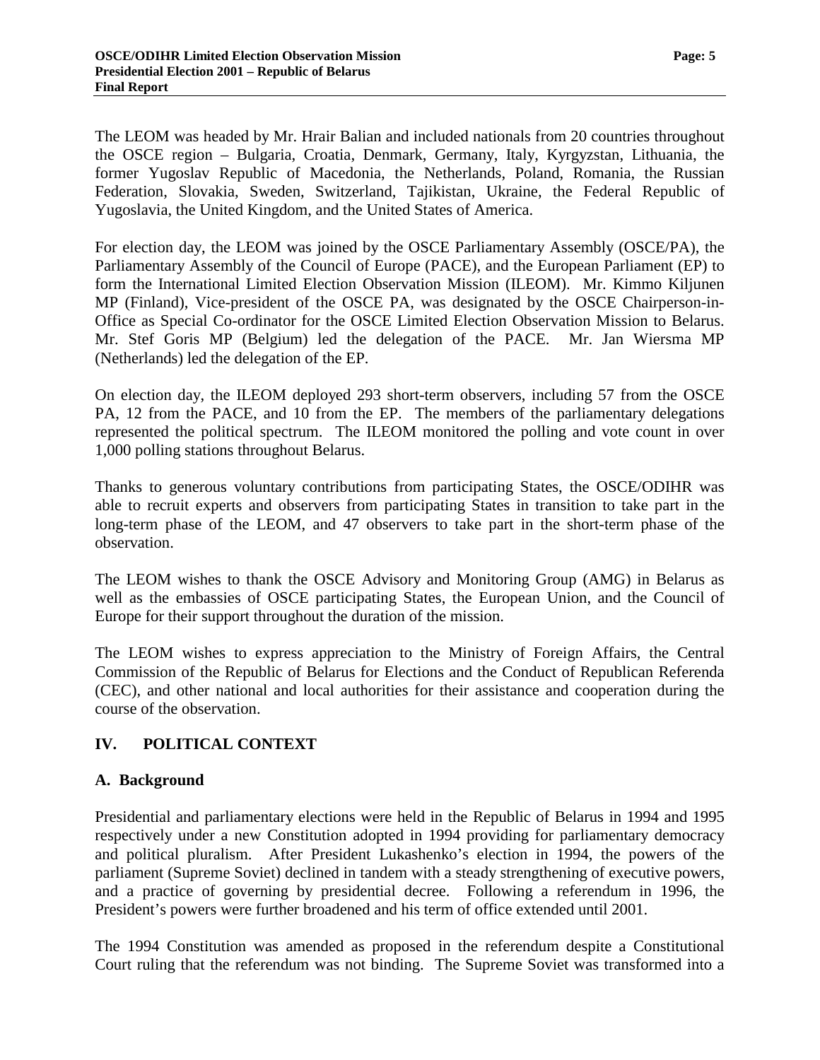The LEOM was headed by Mr. Hrair Balian and included nationals from 20 countries throughout the OSCE region – Bulgaria, Croatia, Denmark, Germany, Italy, Kyrgyzstan, Lithuania, the former Yugoslav Republic of Macedonia, the Netherlands, Poland, Romania, the Russian Federation, Slovakia, Sweden, Switzerland, Tajikistan, Ukraine, the Federal Republic of Yugoslavia, the United Kingdom, and the United States of America.

For election day, the LEOM was joined by the OSCE Parliamentary Assembly (OSCE/PA), the Parliamentary Assembly of the Council of Europe (PACE), and the European Parliament (EP) to form the International Limited Election Observation Mission (ILEOM). Mr. Kimmo Kiljunen MP (Finland), Vice-president of the OSCE PA, was designated by the OSCE Chairperson-in-Office as Special Co-ordinator for the OSCE Limited Election Observation Mission to Belarus. Mr. Stef Goris MP (Belgium) led the delegation of the PACE. Mr. Jan Wiersma MP (Netherlands) led the delegation of the EP.

On election day, the ILEOM deployed 293 short-term observers, including 57 from the OSCE PA, 12 from the PACE, and 10 from the EP. The members of the parliamentary delegations represented the political spectrum. The ILEOM monitored the polling and vote count in over 1,000 polling stations throughout Belarus.

Thanks to generous voluntary contributions from participating States, the OSCE/ODIHR was able to recruit experts and observers from participating States in transition to take part in the long-term phase of the LEOM, and 47 observers to take part in the short-term phase of the observation.

The LEOM wishes to thank the OSCE Advisory and Monitoring Group (AMG) in Belarus as well as the embassies of OSCE participating States, the European Union, and the Council of Europe for their support throughout the duration of the mission.

The LEOM wishes to express appreciation to the Ministry of Foreign Affairs, the Central Commission of the Republic of Belarus for Elections and the Conduct of Republican Referenda (CEC), and other national and local authorities for their assistance and cooperation during the course of the observation.

## IV. POLITICAL CONTEXT

### A. Background

Presidential and parliamentary elections were held in the Republic of Belarus in 1994 and 1995 respectively under a new Constitution adopted in 1994 providing for parliamentary democracy and political pluralism. After President Lukashenko's election in 1994, the powers of the parliament (Supreme Soviet) declined in tandem with a steady strengthening of executive powers, and a practice of governing by presidential decree. Following a referendum in 1996, the President's powers were further broadened and his term of office extended until 2001.

The 1994 Constitution was amended as proposed in the referendum despite a Constitutional Court ruling that the referendum was not binding. The Supreme Soviet was transformed into a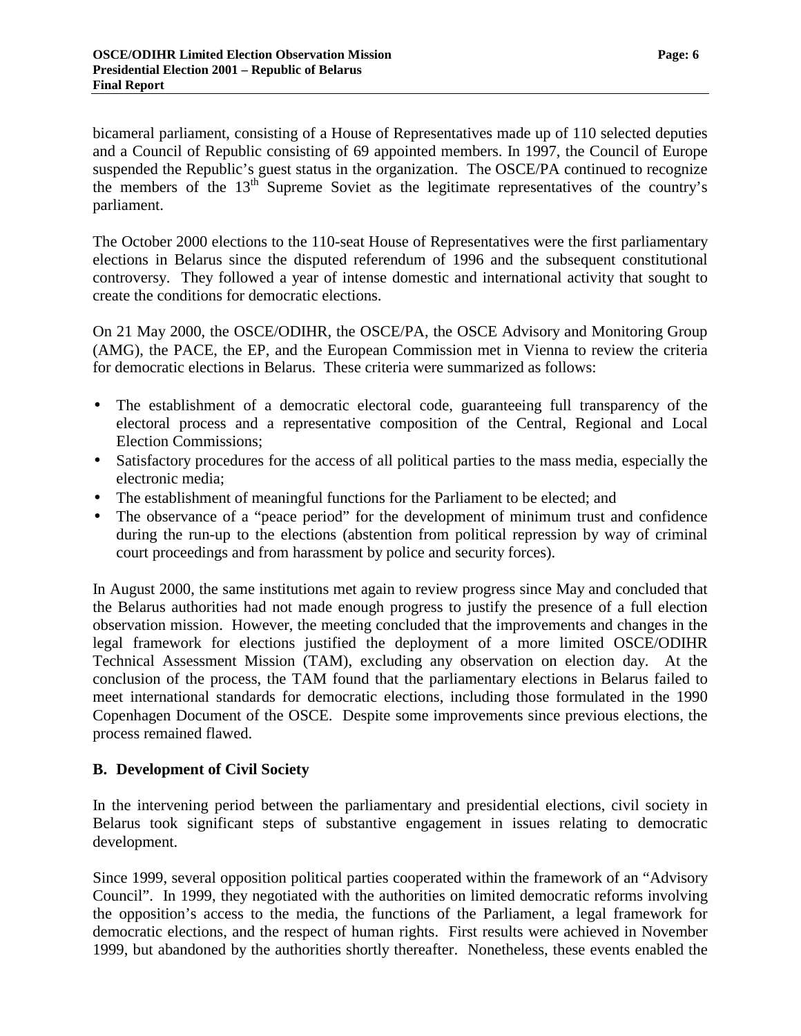bicameral parliament, consisting of a House of Representatives made up of 110 selected deputies and a Council of Republic consisting of 69 appointed members. In 1997, the Council of Europe suspended the Republic's guest status in the organization. The OSCE/PA continued to recognize the members of the 13th Supreme Soviet as the legitimate representatives of the country's parliament.

The October 2000 elections to the 110-seat House of Representatives were the first parliamentary elections in Belarus since the disputed referendum of 1996 and the subsequent constitutional controversy. They followed a year of intense domestic and international activity that sought to create the conditions for democratic elections.

On 21 May 2000, the OSCE/ODIHR, the OSCE/PA, the OSCE Advisory and Monitoring Group (AMG), the PACE, the EP, and the European Commission met in Vienna to review the criteria for democratic elections in Belarus. These criteria were summarized as follows:

- The establishment of a democratic electoral code, guaranteeing full transparency of the electoral process and a representative composition of the Central, Regional and Local Election Commissions;
- Satisfactory procedures for the access of all political parties to the mass media, especially the electronic media;
- The establishment of meaningful functions for the Parliament to be elected; and
- The observance of a "peace period" for the development of minimum trust and confidence during the run-up to the elections (abstention from political repression by way of criminal court proceedings and from harassment by police and security forces).

In August 2000, the same institutions met again to review progress since May and concluded that the Belarus authorities had not made enough progress to justify the presence of a full election observation mission. However, the meeting concluded that the improvements and changes in the legal framework for elections justified the deployment of a more limited OSCE/ODIHR Technical Assessment Mission (TAM), excluding any observation on election day. At the conclusion of the process, the TAM found that the parliamentary elections in Belarus failed to meet international standards for democratic elections, including those formulated in the 1990 Copenhagen Document of the OSCE. Despite some improvements since previous elections, the process remained flawed.

## B. Development of Civil Society

In the intervening period between the parliamentary and presidential elections, civil society in Belarus took significant steps of substantive engagement in issues relating to democratic development.

Since 1999, several opposition political parties cooperated within the framework of an "Advisory Council". In 1999, they negotiated with the authorities on limited democratic reforms involving the opposition's access to the media, the functions of the Parliament, a legal framework for democratic elections, and the respect of human rights. First results were achieved in November 1999, but abandoned by the authorities shortly thereafter. Nonetheless, these events enabled the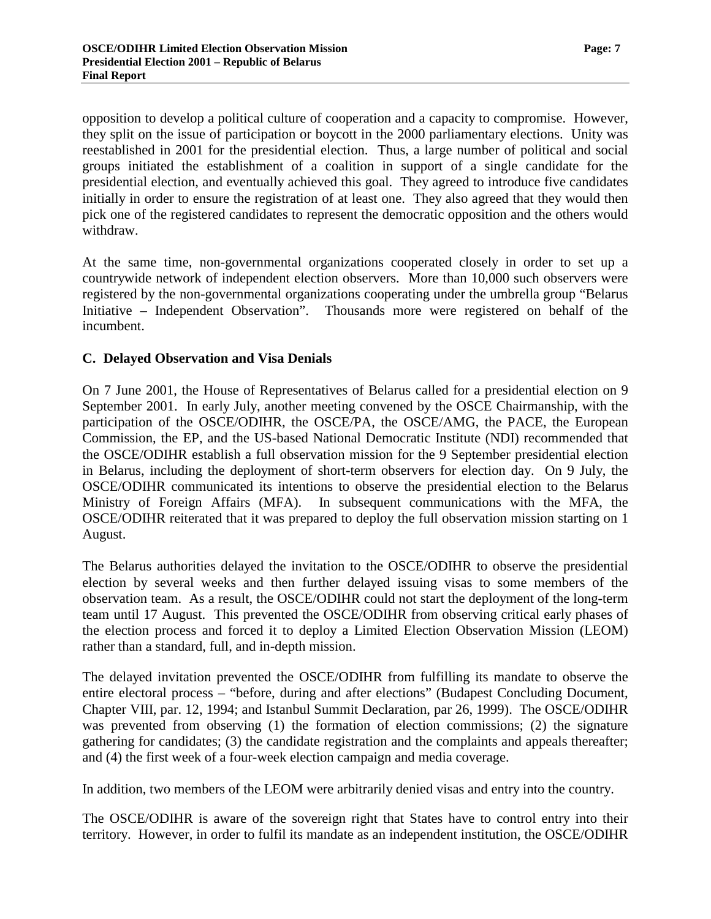opposition to develop a political culture of cooperation and a capacity to compromise. However, they split on the issue of participation or boycott in the 2000 parliamentary elections. Unity was reestablished in 2001 for the presidential election. Thus, a large number of political and social groups initiated the establishment of a coalition in support of a single candidate for the presidential election, and eventually achieved this goal. They agreed to introduce five candidates initially in order to ensure the registration of at least one. They also agreed that they would then pick one of the registered candidates to represent the democratic opposition and the others would withdraw.

At the same time, non-governmental organizations cooperated closely in order to set up a countrywide network of independent election observers. More than 10,000 such observers were registered by the non-governmental organizations cooperating under the umbrella group "Belarus Initiative – Independent Observation". Thousands more were registered on behalf of the incumbent.

### C. Delayed Observation and Visa Denials

On 7 June 2001, the House of Representatives of Belarus called for a presidential election on 9 September 2001. In early July, another meeting convened by the OSCE Chairmanship, with the participation of the OSCE/ODIHR, the OSCE/PA, the OSCE/AMG, the PACE, the European Commission, the EP, and the US-based National Democratic Institute (NDI) recommended that the OSCE/ODIHR establish a full observation mission for the 9 September presidential election in Belarus, including the deployment of short-term observers for election day. On 9 July, the OSCE/ODIHR communicated its intentions to observe the presidential election to the Belarus Ministry of Foreign Affairs (MFA). In subsequent communications with the MFA, the OSCE/ODIHR reiterated that it was prepared to deploy the full observation mission starting on 1 August.

The Belarus authorities delayed the invitation to the OSCE/ODIHR to observe the presidential election by several weeks and then further delayed issuing visas to some members of the observation team. As a result, the OSCE/ODIHR could not start the deployment of the long-term team until 17 August. This prevented the OSCE/ODIHR from observing critical early phases of the election process and forced it to deploy a Limited Election Observation Mission (LEOM) rather than a standard, full, and in-depth mission.

The delayed invitation prevented the OSCE/ODIHR from fulfilling its mandate to observe the entire electoral process – "before, during and after elections" (Budapest Concluding Document, Chapter VIII, par. 12, 1994; and Istanbul Summit Declaration, par 26, 1999). The OSCE/ODIHR was prevented from observing (1) the formation of election commissions; (2) the signature gathering for candidates; (3) the candidate registration and the complaints and appeals thereafter; and (4) the first week of a four-week election campaign and media coverage.

In addition, two members of the LEOM were arbitrarily denied visas and entry into the country.

The OSCE/ODIHR is aware of the sovereign right that States have to control entry into their territory. However, in order to fulfil its mandate as an independent institution, the OSCE/ODIHR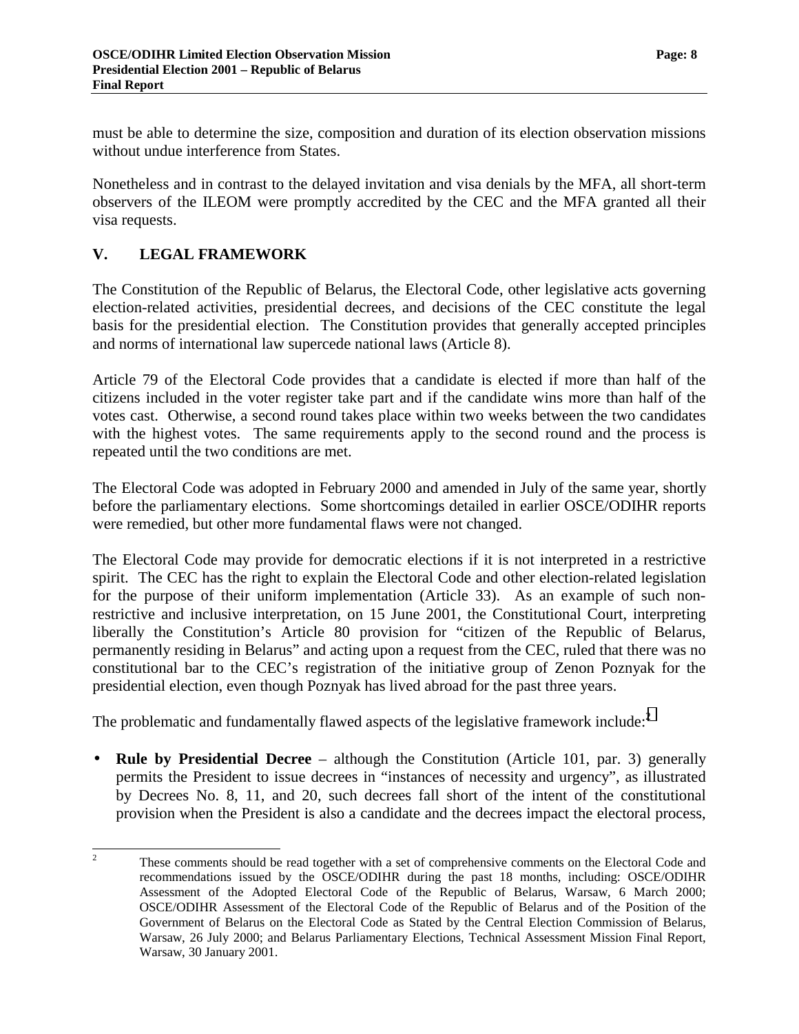must be able to determine the size, composition and duration of its election observation missions without undue interference from States.

Nonetheless and in contrast to the delayed invitation and visa denials by the MFA, all short-term observers of the ILEOM were promptly accredited by the CEC and the MFA granted all their visa requests.

## V. LEGAL FRAMEWORK

The Constitution of the Republic of Belarus, the Electoral Code, other legislative acts governing election-related activities, presidential decrees, and decisions of the CEC constitute the legal basis for the presidential election. The Constitution provides that generally accepted principles and norms of international law supercede national laws (Article 8).

Article 79 of the Electoral Code provides that a candidate is elected if more than half of the citizens included in the voter register take part and if the candidate wins more than half of the votes cast. Otherwise, a second round takes place within two weeks between the two candidates with the highest votes. The same requirements apply to the second round and the process is repeated until the two conditions are met.

The Electoral Code was adopted in February 2000 and amended in July of the same year, shortly before the parliamentary elections. Some shortcomings detailed in earlier OSCE/ODIHR reports were remedied, but other more fundamental flaws were not changed.

The Electoral Code may provide for democratic elections if it is not interpreted in a restrictive spirit. The CEC has the right to explain the Electoral Code and other election-related legislation for the purpose of their uniform implementation (Article 33). As an example of such non-restrictive and inclusive interpretation, on 15 June 2001, the Constitutional Court, interpreting liberally the Constitution's Article 80 provision for "citizen of the Republic of Belarus, permanently residing in Belarus" and acting upon a request from the CEC, ruled that there was no constitutional bar to the CEC's registration of the initiative group of Zenon Poznyak for the presidential election, even though Poznyak has lived abroad for the past three years.

The problematic and fundamentally flawed aspects of the legislative framework include:[2]

- **Rule by Presidential Decree** – although the Constitution (Article 101, par. 3) generally permits the President to issue decrees in "instances of necessity and urgency", as illustrated by Decrees No. 8, 11, and 20, such decrees fall short of the intent of the constitutional provision when the President is also a candidate and the decrees impact the electoral process,

[2] These comments should be read together with a set of comprehensive comments on the Electoral Code and recommendations issued by the OSCE/ODIHR during the past 18 months, including: OSCE/ODIHR Assessment of the Adopted Electoral Code of the Republic of Belarus, Warsaw, 6 March 2000; OSCE/ODIHR Assessment of the Electoral Code of the Republic of Belarus and of the Position of the Government of Belarus on the Electoral Code as Stated by the Central Election Commission of Belarus, Warsaw, 26 July 2000; and Belarus Parliamentary Elections, Technical Assessment Mission Final Report, Warsaw, 30 January 2001.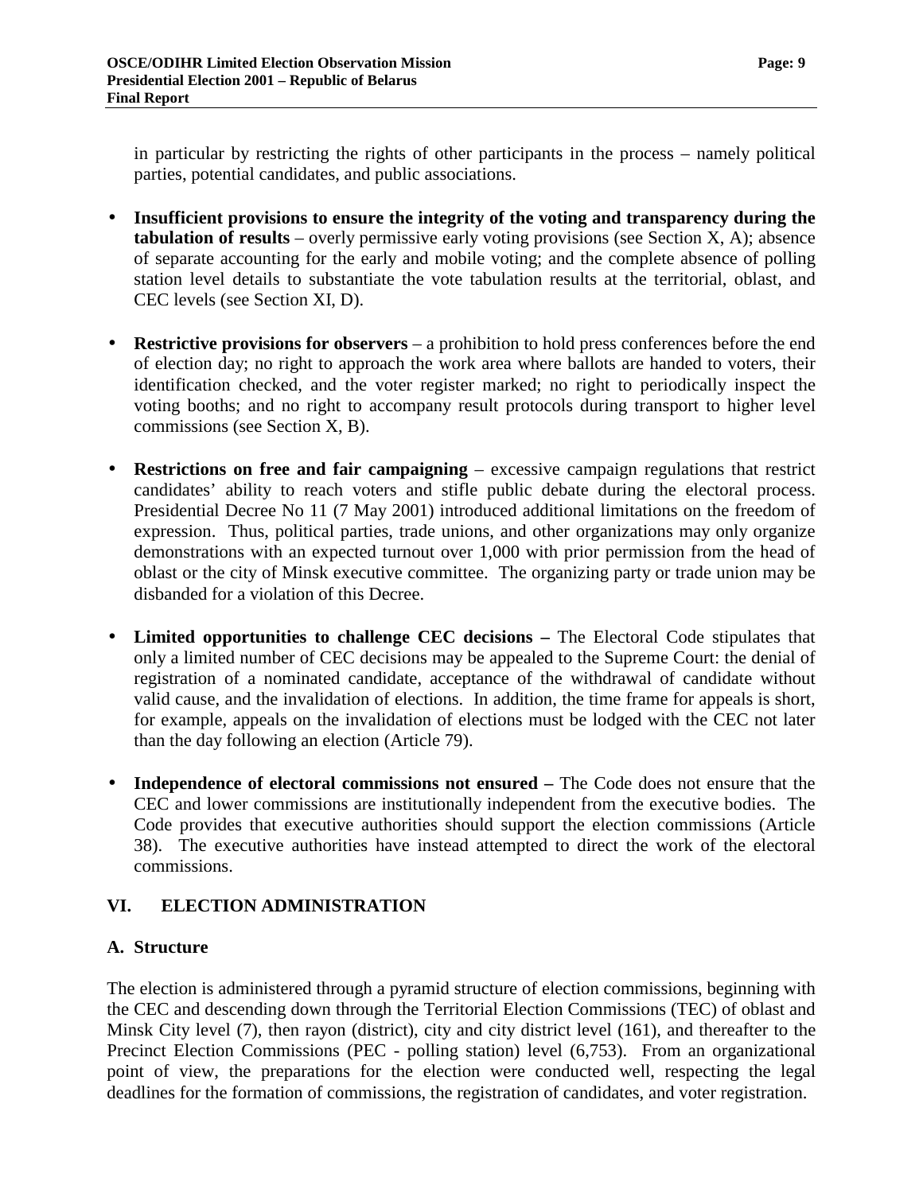in particular by restricting the rights of other participants in the process – namely political parties, potential candidates, and public associations.

- **Insufficient provisions to ensure the integrity of the voting and transparency during the tabulation of results** – overly permissive early voting provisions (see Section X, A); absence of separate accounting for the early and mobile voting; and the complete absence of polling station level details to substantiate the vote tabulation results at the territorial, oblast, and CEC levels (see Section XI, D).

- **Restrictive provisions for observers** – a prohibition to hold press conferences before the end of election day; no right to approach the work area where ballots are handed to voters, their identification checked, and the voter register marked; no right to periodically inspect the voting booths; and no right to accompany result protocols during transport to higher level commissions (see Section X, B).

- **Restrictions on free and fair campaigning** – excessive campaign regulations that restrict candidates' ability to reach voters and stifle public debate during the electoral process. Presidential Decree No 11 (7 May 2001) introduced additional limitations on the freedom of expression. Thus, political parties, trade unions, and other organizations may only organize demonstrations with an expected turnout over 1,000 with prior permission from the head of oblast or the city of Minsk executive committee. The organizing party or trade union may be disbanded for a violation of this Decree.

- **Limited opportunities to challenge CEC decisions –** The Electoral Code stipulates that only a limited number of CEC decisions may be appealed to the Supreme Court: the denial of registration of a nominated candidate, acceptance of the withdrawal of candidate without valid cause, and the invalidation of elections. In addition, the time frame for appeals is short, for example, appeals on the invalidation of elections must be lodged with the CEC not later than the day following an election (Article 79).

- **Independence of electoral commissions not ensured –** The Code does not ensure that the CEC and lower commissions are institutionally independent from the executive bodies. The Code provides that executive authorities should support the election commissions (Article 38). The executive authorities have instead attempted to direct the work of the electoral commissions.

## VI. ELECTION ADMINISTRATION

### A. Structure

The election is administered through a pyramid structure of election commissions, beginning with the CEC and descending down through the Territorial Election Commissions (TEC) of oblast and Minsk City level (7), then rayon (district), city and city district level (161), and thereafter to the Precinct Election Commissions (PEC - polling station) level (6,753). From an organizational point of view, the preparations for the election were conducted well, respecting the legal deadlines for the formation of commissions, the registration of candidates, and voter registration.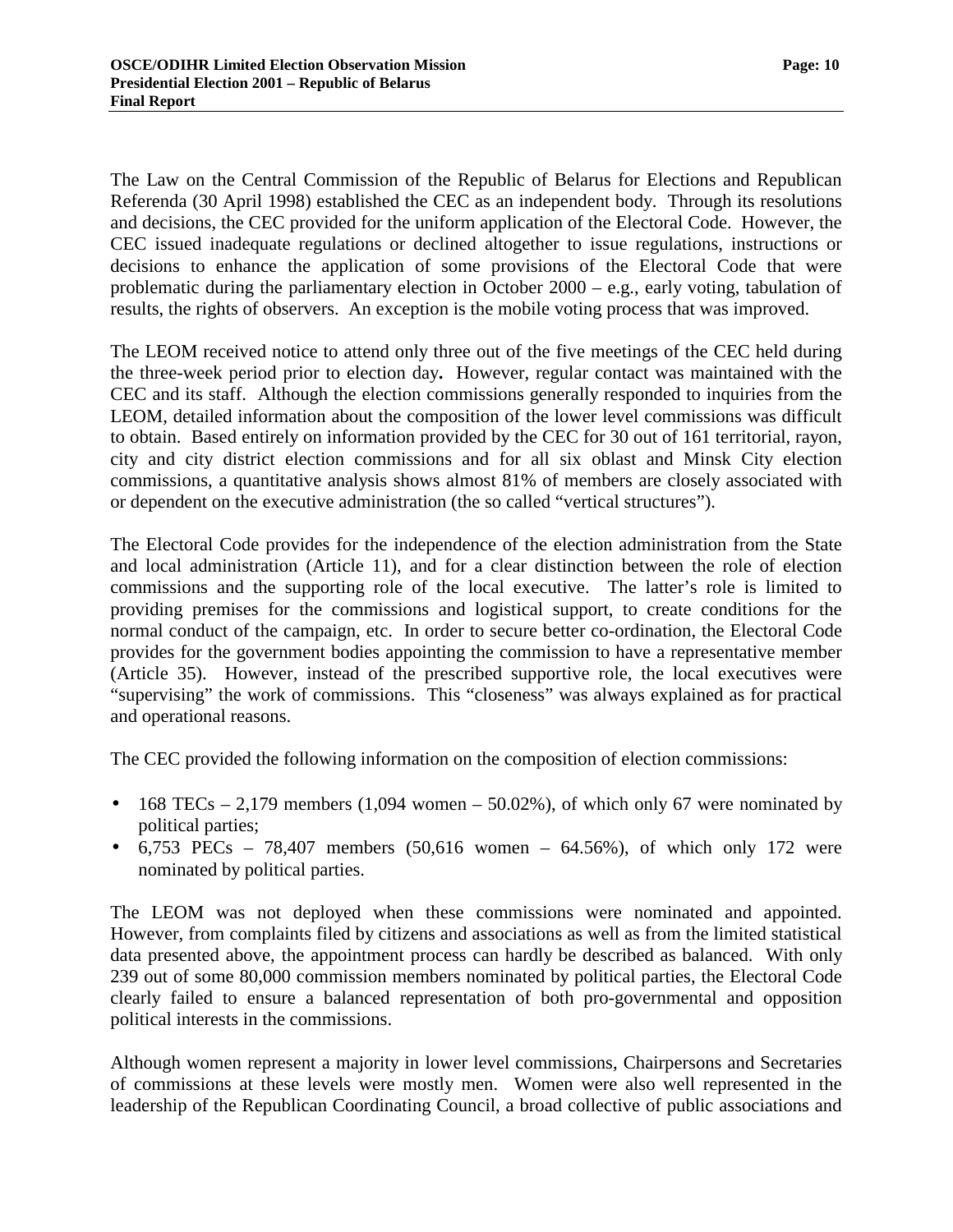The Law on the Central Commission of the Republic of Belarus for Elections and Republican Referenda (30 April 1998) established the CEC as an independent body. Through its resolutions and decisions, the CEC provided for the uniform application of the Electoral Code. However, the CEC issued inadequate regulations or declined altogether to issue regulations, instructions or decisions to enhance the application of some provisions of the Electoral Code that were problematic during the parliamentary election in October 2000 – e.g., early voting, tabulation of results, the rights of observers. An exception is the mobile voting process that was improved.

The LEOM received notice to attend only three out of the five meetings of the CEC held during the three-week period prior to election day**.** However, regular contact was maintained with the CEC and its staff. Although the election commissions generally responded to inquiries from the LEOM, detailed information about the composition of the lower level commissions was difficult to obtain. Based entirely on information provided by the CEC for 30 out of 161 territorial, rayon, city and city district election commissions and for all six oblast and Minsk City election commissions, a quantitative analysis shows almost 81% of members are closely associated with or dependent on the executive administration (the so called "vertical structures").

The Electoral Code provides for the independence of the election administration from the State and local administration (Article 11), and for a clear distinction between the role of election commissions and the supporting role of the local executive. The latter's role is limited to providing premises for the commissions and logistical support, to create conditions for the normal conduct of the campaign, etc. In order to secure better co-ordination, the Electoral Code provides for the government bodies appointing the commission to have a representative member (Article 35). However, instead of the prescribed supportive role, the local executives were "supervising" the work of commissions. This "closeness" was always explained as for practical and operational reasons.

The CEC provided the following information on the composition of election commissions:

- 168 TECs – 2,179 members (1,094 women – 50.02%), of which only 67 were nominated by political parties;
- 6,753 PECs – 78,407 members (50,616 women – 64.56%), of which only 172 were nominated by political parties.

The LEOM was not deployed when these commissions were nominated and appointed. However, from complaints filed by citizens and associations as well as from the limited statistical data presented above, the appointment process can hardly be described as balanced. With only 239 out of some 80,000 commission members nominated by political parties, the Electoral Code clearly failed to ensure a balanced representation of both pro-governmental and opposition political interests in the commissions.

Although women represent a majority in lower level commissions, Chairpersons and Secretaries of commissions at these levels were mostly men. Women were also well represented in the leadership of the Republican Coordinating Council, a broad collective of public associations and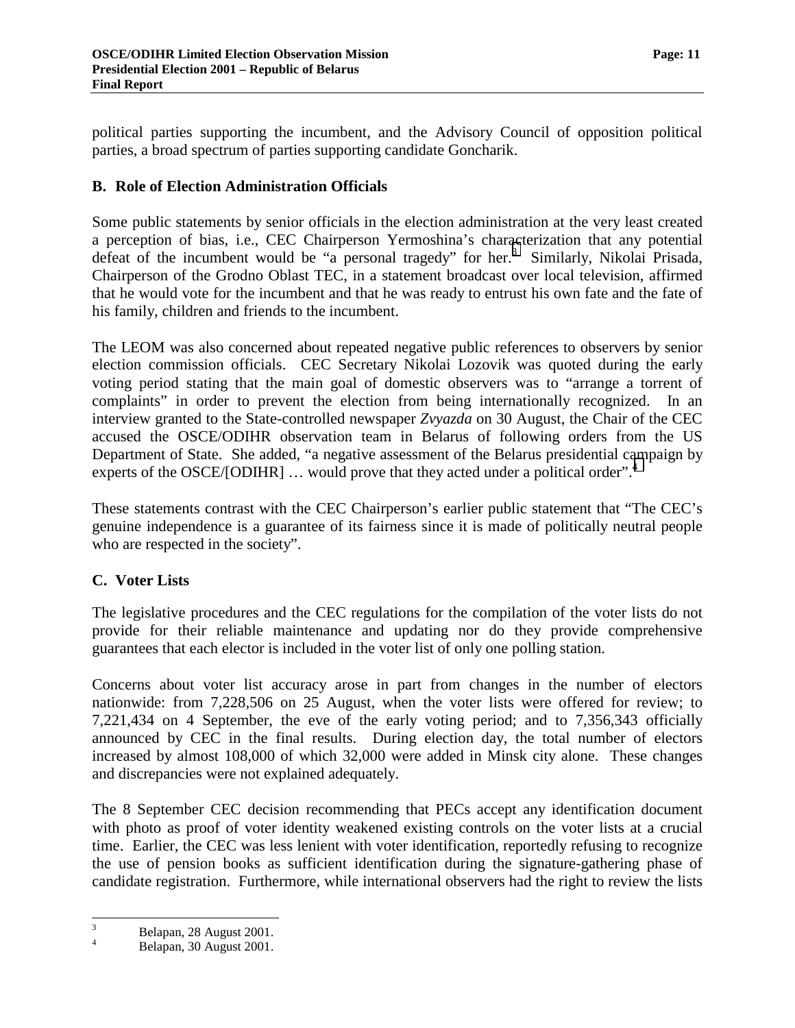political parties supporting the incumbent, and the Advisory Council of opposition political parties, a broad spectrum of parties supporting candidate Goncharik.

### B. Role of Election Administration Officials

Some public statements by senior officials in the election administration at the very least created a perception of bias, i.e., CEC Chairperson Yermoshina's characterization that any potential defeat of the incumbent would be "a personal tragedy" for her.[3] Similarly, Nikolai Prisada, Chairperson of the Grodno Oblast TEC, in a statement broadcast over local television, affirmed that he would vote for the incumbent and that he was ready to entrust his own fate and the fate of his family, children and friends to the incumbent.

The LEOM was also concerned about repeated negative public references to observers by senior election commission officials. CEC Secretary Nikolai Lozovik was quoted during the early voting period stating that the main goal of domestic observers was to "arrange a torrent of complaints" in order to prevent the election from being internationally recognized. In an interview granted to the State-controlled newspaper *Zvyazda* on 30 August, the Chair of the CEC accused the OSCE/ODIHR observation team in Belarus of following orders from the US Department of State. She added, "a negative assessment of the Belarus presidential campaign by experts of the OSCE/[ODIHR] … would prove that they acted under a political order".[4]

These statements contrast with the CEC Chairperson's earlier public statement that "The CEC's genuine independence is a guarantee of its fairness since it is made of politically neutral people who are respected in the society".

### C. Voter Lists

The legislative procedures and the CEC regulations for the compilation of the voter lists do not provide for their reliable maintenance and updating nor do they provide comprehensive guarantees that each elector is included in the voter list of only one polling station.

Concerns about voter list accuracy arose in part from changes in the number of electors nationwide: from 7,228,506 on 25 August, when the voter lists were offered for review; to 7,221,434 on 4 September, the eve of the early voting period; and to 7,356,343 officially announced by CEC in the final results. During election day, the total number of electors increased by almost 108,000 of which 32,000 were added in Minsk city alone. These changes and discrepancies were not explained adequately.

The 8 September CEC decision recommending that PECs accept any identification document with photo as proof of voter identity weakened existing controls on the voter lists at a crucial time. Earlier, the CEC was less lenient with voter identification, reportedly refusing to recognize the use of pension books as sufficient identification during the signature-gathering phase of candidate registration. Furthermore, while international observers had the right to review the lists

---

[3] Belapan, 28 August 2001.

[4] Belapan, 30 August 2001.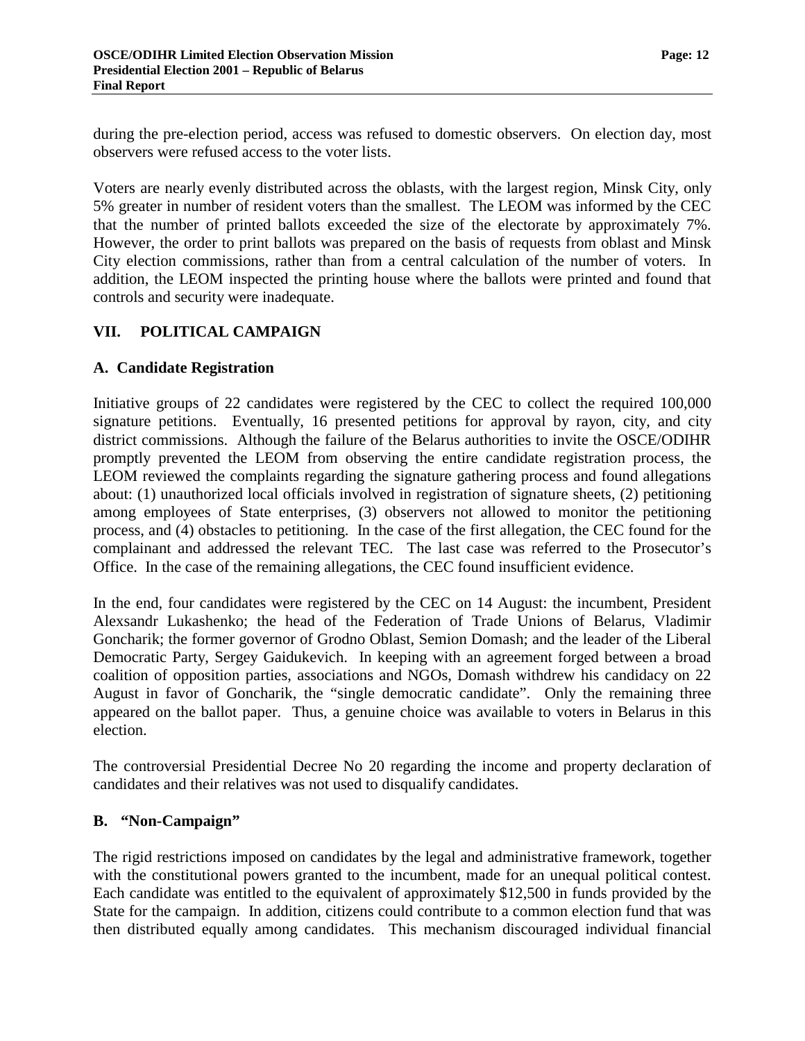during the pre-election period, access was refused to domestic observers. On election day, most observers were refused access to the voter lists.

Voters are nearly evenly distributed across the oblasts, with the largest region, Minsk City, only 5% greater in number of resident voters than the smallest. The LEOM was informed by the CEC that the number of printed ballots exceeded the size of the electorate by approximately 7%. However, the order to print ballots was prepared on the basis of requests from oblast and Minsk City election commissions, rather than from a central calculation of the number of voters. In addition, the LEOM inspected the printing house where the ballots were printed and found that controls and security were inadequate.

## VII. POLITICAL CAMPAIGN

### A. Candidate Registration

Initiative groups of 22 candidates were registered by the CEC to collect the required 100,000 signature petitions. Eventually, 16 presented petitions for approval by rayon, city, and city district commissions. Although the failure of the Belarus authorities to invite the OSCE/ODIHR promptly prevented the LEOM from observing the entire candidate registration process, the LEOM reviewed the complaints regarding the signature gathering process and found allegations about: (1) unauthorized local officials involved in registration of signature sheets, (2) petitioning among employees of State enterprises, (3) observers not allowed to monitor the petitioning process, and (4) obstacles to petitioning. In the case of the first allegation, the CEC found for the complainant and addressed the relevant TEC. The last case was referred to the Prosecutor's Office. In the case of the remaining allegations, the CEC found insufficient evidence.

In the end, four candidates were registered by the CEC on 14 August: the incumbent, President Alexsandr Lukashenko; the head of the Federation of Trade Unions of Belarus, Vladimir Goncharik; the former governor of Grodno Oblast, Semion Domash; and the leader of the Liberal Democratic Party, Sergey Gaidukevich. In keeping with an agreement forged between a broad coalition of opposition parties, associations and NGOs, Domash withdrew his candidacy on 22 August in favor of Goncharik, the "single democratic candidate". Only the remaining three appeared on the ballot paper. Thus, a genuine choice was available to voters in Belarus in this election.

The controversial Presidential Decree No 20 regarding the income and property declaration of candidates and their relatives was not used to disqualify candidates.

### B. "Non-Campaign"

The rigid restrictions imposed on candidates by the legal and administrative framework, together with the constitutional powers granted to the incumbent, made for an unequal political contest. Each candidate was entitled to the equivalent of approximately $12,500 in funds provided by the State for the campaign. In addition, citizens could contribute to a common election fund that was then distributed equally among candidates. This mechanism discouraged individual financial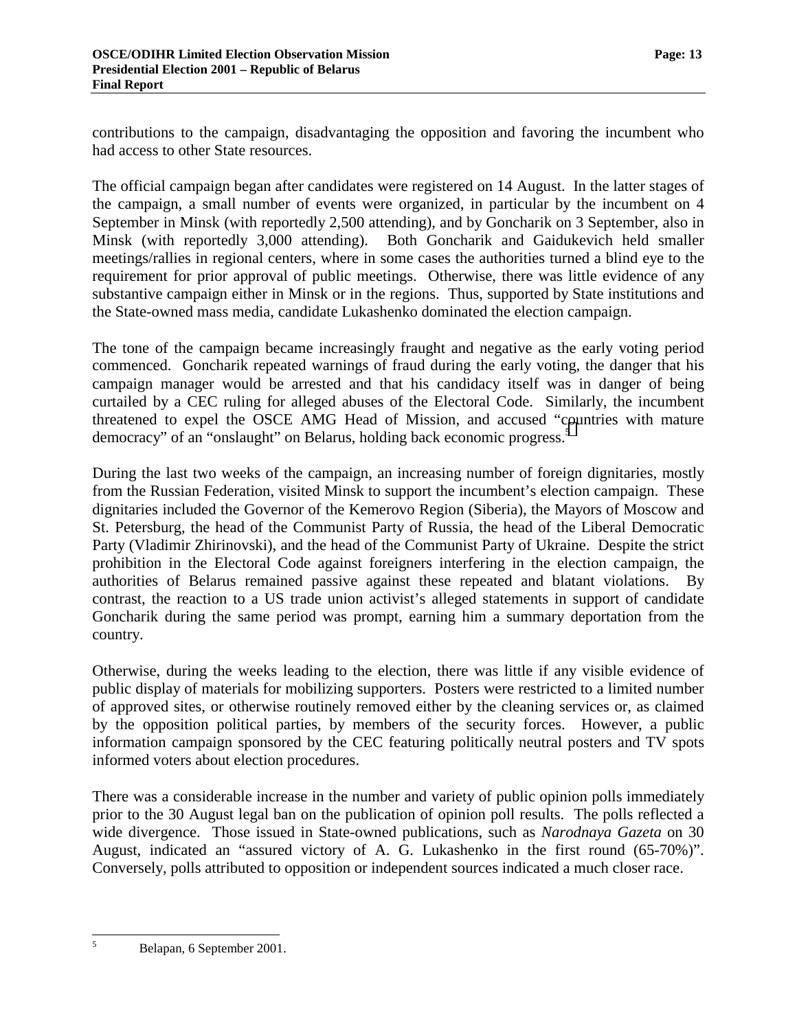contributions to the campaign, disadvantaging the opposition and favoring the incumbent who had access to other State resources.

The official campaign began after candidates were registered on 14 August. In the latter stages of the campaign, a small number of events were organized, in particular by the incumbent on 4 September in Minsk (with reportedly 2,500 attending), and by Goncharik on 3 September, also in Minsk (with reportedly 3,000 attending). Both Goncharik and Gaidukevich held smaller meetings/rallies in regional centers, where in some cases the authorities turned a blind eye to the requirement for prior approval of public meetings. Otherwise, there was little evidence of any substantive campaign either in Minsk or in the regions. Thus, supported by State institutions and the State-owned mass media, candidate Lukashenko dominated the election campaign.

The tone of the campaign became increasingly fraught and negative as the early voting period commenced. Goncharik repeated warnings of fraud during the early voting, the danger that his campaign manager would be arrested and that his candidacy itself was in danger of being curtailed by a CEC ruling for alleged abuses of the Electoral Code. Similarly, the incumbent threatened to expel the OSCE AMG Head of Mission, and accused "countries with mature democracy" of an "onslaught" on Belarus, holding back economic progress.[5]

During the last two weeks of the campaign, an increasing number of foreign dignitaries, mostly from the Russian Federation, visited Minsk to support the incumbent's election campaign. These dignitaries included the Governor of the Kemerovo Region (Siberia), the Mayors of Moscow and St. Petersburg, the head of the Communist Party of Russia, the head of the Liberal Democratic Party (Vladimir Zhirinovski), and the head of the Communist Party of Ukraine. Despite the strict prohibition in the Electoral Code against foreigners interfering in the election campaign, the authorities of Belarus remained passive against these repeated and blatant violations. By contrast, the reaction to a US trade union activist's alleged statements in support of candidate Goncharik during the same period was prompt, earning him a summary deportation from the country.

Otherwise, during the weeks leading to the election, there was little if any visible evidence of public display of materials for mobilizing supporters. Posters were restricted to a limited number of approved sites, or otherwise routinely removed either by the cleaning services or, as claimed by the opposition political parties, by members of the security forces. However, a public information campaign sponsored by the CEC featuring politically neutral posters and TV spots informed voters about election procedures.

There was a considerable increase in the number and variety of public opinion polls immediately prior to the 30 August legal ban on the publication of opinion poll results. The polls reflected a wide divergence. Those issued in State-owned publications, such as *Narodnaya Gazeta* on 30 August, indicated an "assured victory of A. G. Lukashenko in the first round (65-70%)". Conversely, polls attributed to opposition or independent sources indicated a much closer race.

---

[5] Belapan, 6 September 2001.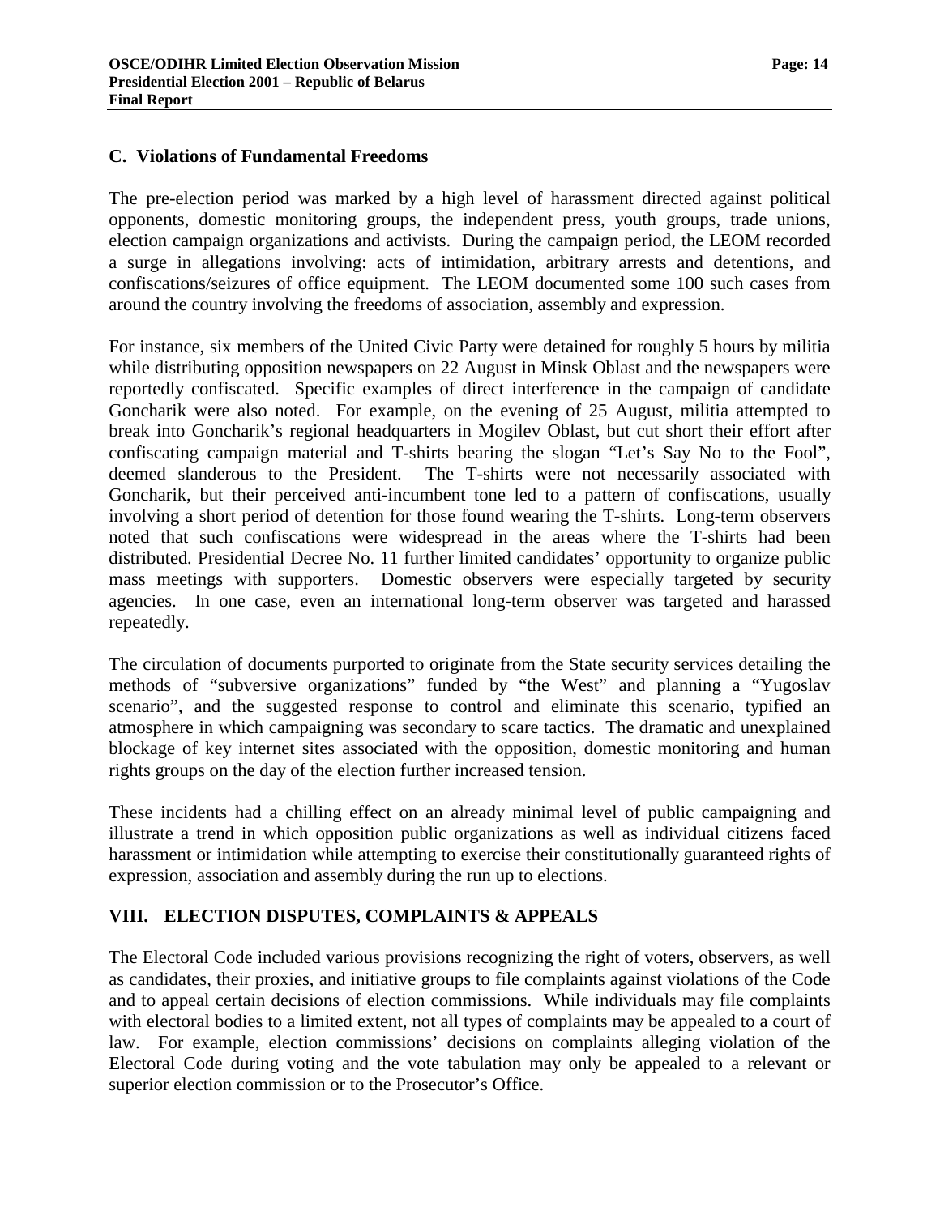### C. Violations of Fundamental Freedoms

The pre-election period was marked by a high level of harassment directed against political opponents, domestic monitoring groups, the independent press, youth groups, trade unions, election campaign organizations and activists. During the campaign period, the LEOM recorded a surge in allegations involving: acts of intimidation, arbitrary arrests and detentions, and confiscations/seizures of office equipment. The LEOM documented some 100 such cases from around the country involving the freedoms of association, assembly and expression.

For instance, six members of the United Civic Party were detained for roughly 5 hours by militia while distributing opposition newspapers on 22 August in Minsk Oblast and the newspapers were reportedly confiscated. Specific examples of direct interference in the campaign of candidate Goncharik were also noted. For example, on the evening of 25 August, militia attempted to break into Goncharik's regional headquarters in Mogilev Oblast, but cut short their effort after confiscating campaign material and T-shirts bearing the slogan "Let's Say No to the Fool", deemed slanderous to the President. The T-shirts were not necessarily associated with Goncharik, but their perceived anti-incumbent tone led to a pattern of confiscations, usually involving a short period of detention for those found wearing the T-shirts. Long-term observers noted that such confiscations were widespread in the areas where the T-shirts had been distributed. Presidential Decree No. 11 further limited candidates' opportunity to organize public mass meetings with supporters. Domestic observers were especially targeted by security agencies. In one case, even an international long-term observer was targeted and harassed repeatedly.

The circulation of documents purported to originate from the State security services detailing the methods of "subversive organizations" funded by "the West" and planning a "Yugoslav scenario", and the suggested response to control and eliminate this scenario, typified an atmosphere in which campaigning was secondary to scare tactics. The dramatic and unexplained blockage of key internet sites associated with the opposition, domestic monitoring and human rights groups on the day of the election further increased tension.

These incidents had a chilling effect on an already minimal level of public campaigning and illustrate a trend in which opposition public organizations as well as individual citizens faced harassment or intimidation while attempting to exercise their constitutionally guaranteed rights of expression, association and assembly during the run up to elections.

## VIII. ELECTION DISPUTES, COMPLAINTS & APPEALS

The Electoral Code included various provisions recognizing the right of voters, observers, as well as candidates, their proxies, and initiative groups to file complaints against violations of the Code and to appeal certain decisions of election commissions. While individuals may file complaints with electoral bodies to a limited extent, not all types of complaints may be appealed to a court of law. For example, election commissions' decisions on complaints alleging violation of the Electoral Code during voting and the vote tabulation may only be appealed to a relevant or superior election commission or to the Prosecutor's Office.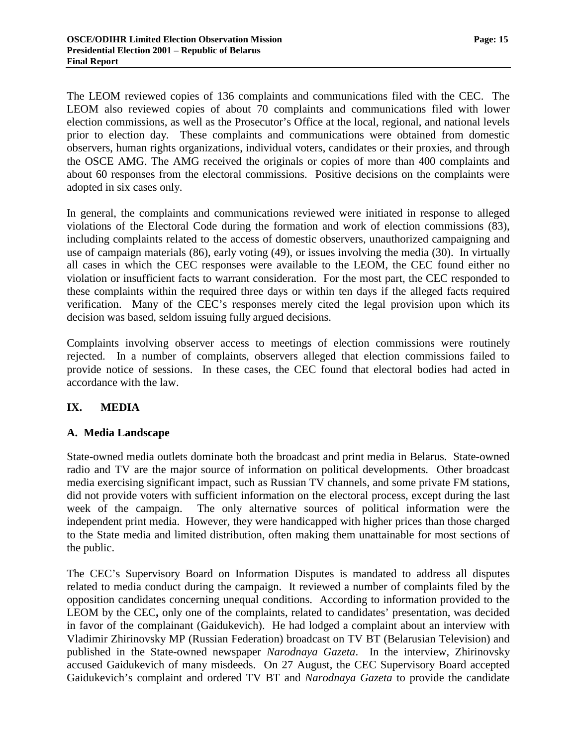The LEOM reviewed copies of 136 complaints and communications filed with the CEC. The LEOM also reviewed copies of about 70 complaints and communications filed with lower election commissions, as well as the Prosecutor's Office at the local, regional, and national levels prior to election day. These complaints and communications were obtained from domestic observers, human rights organizations, individual voters, candidates or their proxies, and through the OSCE AMG. The AMG received the originals or copies of more than 400 complaints and about 60 responses from the electoral commissions. Positive decisions on the complaints were adopted in six cases only.

In general, the complaints and communications reviewed were initiated in response to alleged violations of the Electoral Code during the formation and work of election commissions (83), including complaints related to the access of domestic observers, unauthorized campaigning and use of campaign materials (86), early voting (49), or issues involving the media (30). In virtually all cases in which the CEC responses were available to the LEOM, the CEC found either no violation or insufficient facts to warrant consideration. For the most part, the CEC responded to these complaints within the required three days or within ten days if the alleged facts required verification. Many of the CEC's responses merely cited the legal provision upon which its decision was based, seldom issuing fully argued decisions.

Complaints involving observer access to meetings of election commissions were routinely rejected. In a number of complaints, observers alleged that election commissions failed to provide notice of sessions. In these cases, the CEC found that electoral bodies had acted in accordance with the law.

## IX. MEDIA

### A. Media Landscape

State-owned media outlets dominate both the broadcast and print media in Belarus. State-owned radio and TV are the major source of information on political developments. Other broadcast media exercising significant impact, such as Russian TV channels, and some private FM stations, did not provide voters with sufficient information on the electoral process, except during the last week of the campaign. The only alternative sources of political information were the independent print media. However, they were handicapped with higher prices than those charged to the State media and limited distribution, often making them unattainable for most sections of the public.

The CEC's Supervisory Board on Information Disputes is mandated to address all disputes related to media conduct during the campaign. It reviewed a number of complaints filed by the opposition candidates concerning unequal conditions. According to information provided to the LEOM by the CEC**,** only one of the complaints, related to candidates' presentation, was decided in favor of the complainant (Gaidukevich). He had lodged a complaint about an interview with Vladimir Zhirinovsky MP (Russian Federation) broadcast on TV BT (Belarusian Television) and published in the State-owned newspaper *Narodnaya Gazeta*. In the interview, Zhirinovsky accused Gaidukevich of many misdeeds. On 27 August, the CEC Supervisory Board accepted Gaidukevich's complaint and ordered TV BT and *Narodnaya Gazeta* to provide the candidate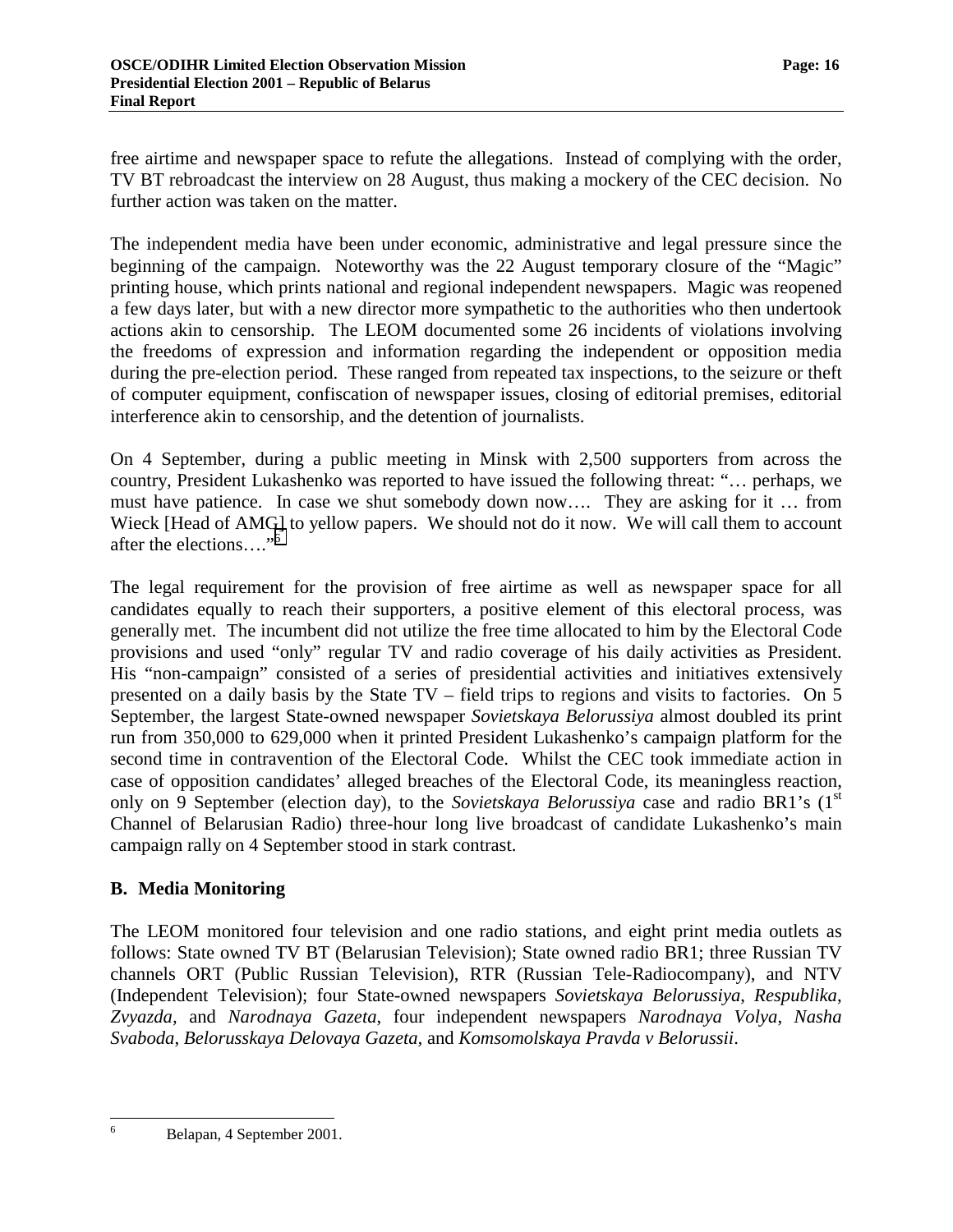free airtime and newspaper space to refute the allegations. Instead of complying with the order, TV BT rebroadcast the interview on 28 August, thus making a mockery of the CEC decision. No further action was taken on the matter.

The independent media have been under economic, administrative and legal pressure since the beginning of the campaign. Noteworthy was the 22 August temporary closure of the "Magic" printing house, which prints national and regional independent newspapers. Magic was reopened a few days later, but with a new director more sympathetic to the authorities who then undertook actions akin to censorship. The LEOM documented some 26 incidents of violations involving the freedoms of expression and information regarding the independent or opposition media during the pre-election period. These ranged from repeated tax inspections, to the seizure or theft of computer equipment, confiscation of newspaper issues, closing of editorial premises, editorial interference akin to censorship, and the detention of journalists.

On 4 September, during a public meeting in Minsk with 2,500 supporters from across the country, President Lukashenko was reported to have issued the following threat: "… perhaps, we must have patience. In case we shut somebody down now…. They are asking for it … from Wieck [Head of AMG] to yellow papers. We should not do it now. We will call them to account after the elections…."[6]

The legal requirement for the provision of free airtime as well as newspaper space for all candidates equally to reach their supporters, a positive element of this electoral process, was generally met. The incumbent did not utilize the free time allocated to him by the Electoral Code provisions and used "only" regular TV and radio coverage of his daily activities as President. His "non-campaign" consisted of a series of presidential activities and initiatives extensively presented on a daily basis by the State TV – field trips to regions and visits to factories. On 5 September, the largest State-owned newspaper *Sovietskaya Belorussiya* almost doubled its print run from 350,000 to 629,000 when it printed President Lukashenko's campaign platform for the second time in contravention of the Electoral Code. Whilst the CEC took immediate action in case of opposition candidates' alleged breaches of the Electoral Code, its meaningless reaction, only on 9 September (election day), to the *Sovietskaya Belorussiya* case and radio BR1's (1st Channel of Belarusian Radio) three-hour long live broadcast of candidate Lukashenko's main campaign rally on 4 September stood in stark contrast.

## B. Media Monitoring

The LEOM monitored four television and one radio stations, and eight print media outlets as follows: State owned TV BT (Belarusian Television); State owned radio BR1; three Russian TV channels ORT (Public Russian Television), RTR (Russian Tele-Radiocompany), and NTV (Independent Television); four State-owned newspapers *Sovietskaya Belorussiya*, *Respublika*, *Zvyazda*, and *Narodnaya Gazeta*, four independent newspapers *Narodnaya Volya*, *Nasha Svaboda*, *Belorusskaya Delovaya Gazeta,* and *Komsomolskaya Pravda v Belorussii*.

---

[6] Belapan, 4 September 2001.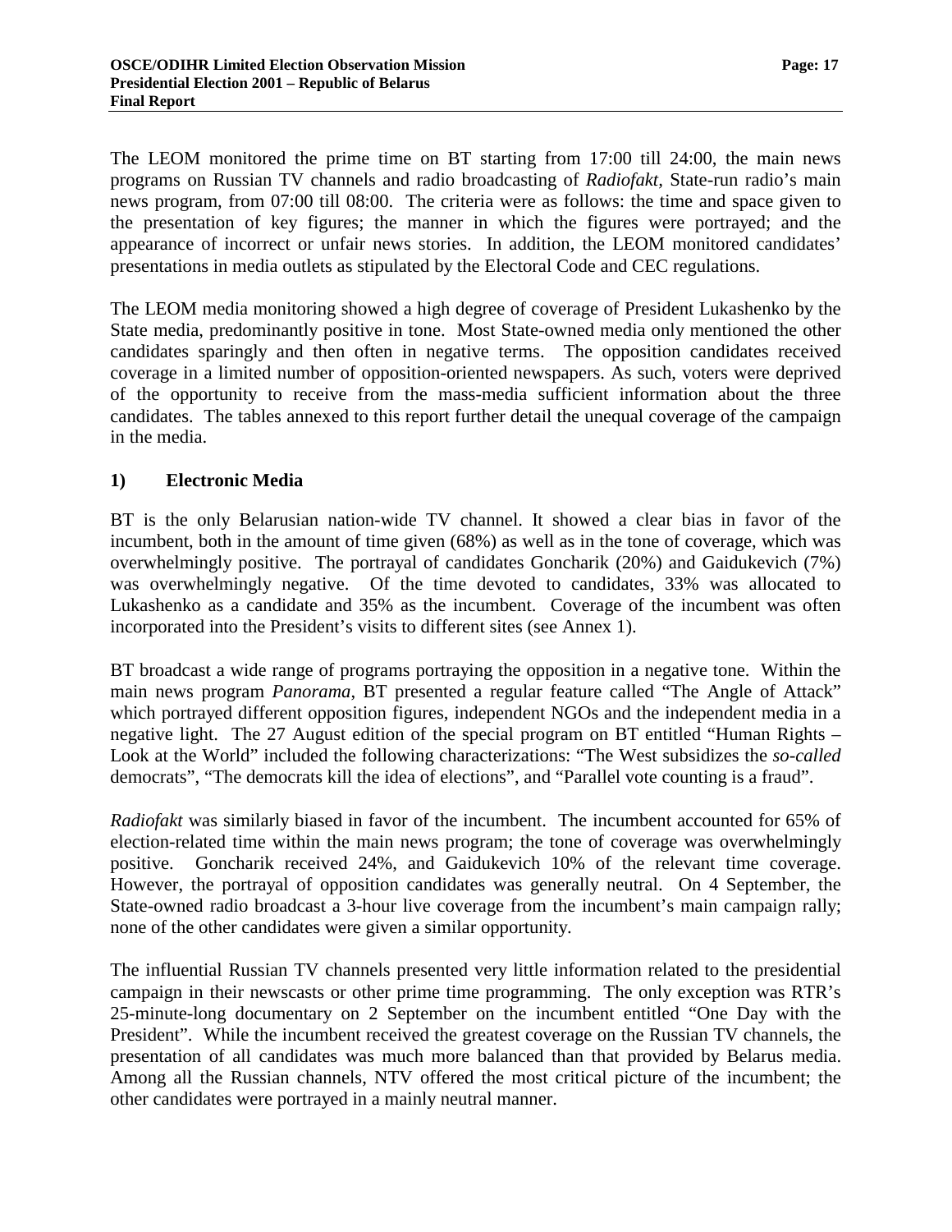The LEOM monitored the prime time on BT starting from 17:00 till 24:00, the main news programs on Russian TV channels and radio broadcasting of *Radiofakt*, State-run radio's main news program, from 07:00 till 08:00. The criteria were as follows: the time and space given to the presentation of key figures; the manner in which the figures were portrayed; and the appearance of incorrect or unfair news stories. In addition, the LEOM monitored candidates' presentations in media outlets as stipulated by the Electoral Code and CEC regulations.

The LEOM media monitoring showed a high degree of coverage of President Lukashenko by the State media, predominantly positive in tone. Most State-owned media only mentioned the other candidates sparingly and then often in negative terms. The opposition candidates received coverage in a limited number of opposition-oriented newspapers. As such, voters were deprived of the opportunity to receive from the mass-media sufficient information about the three candidates. The tables annexed to this report further detail the unequal coverage of the campaign in the media.

### 1) Electronic Media

BT is the only Belarusian nation-wide TV channel. It showed a clear bias in favor of the incumbent, both in the amount of time given (68%) as well as in the tone of coverage, which was overwhelmingly positive. The portrayal of candidates Goncharik (20%) and Gaidukevich (7%) was overwhelmingly negative. Of the time devoted to candidates, 33% was allocated to Lukashenko as a candidate and 35% as the incumbent. Coverage of the incumbent was often incorporated into the President's visits to different sites (see Annex 1).

BT broadcast a wide range of programs portraying the opposition in a negative tone. Within the main news program *Panorama*, BT presented a regular feature called "The Angle of Attack" which portrayed different opposition figures, independent NGOs and the independent media in a negative light. The 27 August edition of the special program on BT entitled "Human Rights – Look at the World" included the following characterizations: "The West subsidizes the *so-called* democrats", "The democrats kill the idea of elections", and "Parallel vote counting is a fraud".

*Radiofakt* was similarly biased in favor of the incumbent. The incumbent accounted for 65% of election-related time within the main news program; the tone of coverage was overwhelmingly positive. Goncharik received 24%, and Gaidukevich 10% of the relevant time coverage. However, the portrayal of opposition candidates was generally neutral. On 4 September, the State-owned radio broadcast a 3-hour live coverage from the incumbent's main campaign rally; none of the other candidates were given a similar opportunity.

The influential Russian TV channels presented very little information related to the presidential campaign in their newscasts or other prime time programming. The only exception was RTR's 25-minute-long documentary on 2 September on the incumbent entitled "One Day with the President". While the incumbent received the greatest coverage on the Russian TV channels, the presentation of all candidates was much more balanced than that provided by Belarus media. Among all the Russian channels, NTV offered the most critical picture of the incumbent; the other candidates were portrayed in a mainly neutral manner.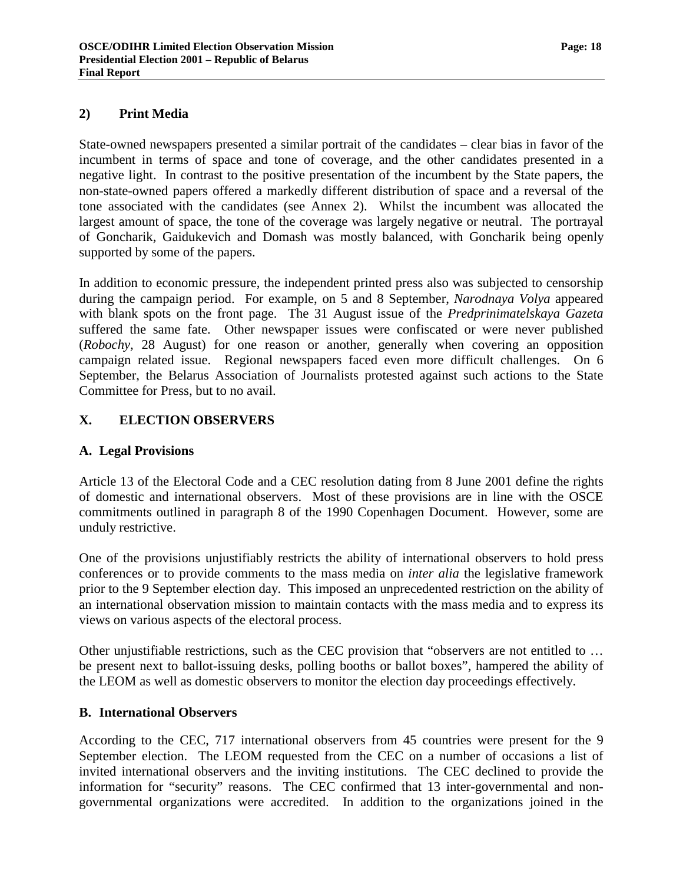### 2) Print Media

State-owned newspapers presented a similar portrait of the candidates – clear bias in favor of the incumbent in terms of space and tone of coverage, and the other candidates presented in a negative light. In contrast to the positive presentation of the incumbent by the State papers, the non-state-owned papers offered a markedly different distribution of space and a reversal of the tone associated with the candidates (see Annex 2). Whilst the incumbent was allocated the largest amount of space, the tone of the coverage was largely negative or neutral. The portrayal of Goncharik, Gaidukevich and Domash was mostly balanced, with Goncharik being openly supported by some of the papers.

In addition to economic pressure, the independent printed press also was subjected to censorship during the campaign period. For example, on 5 and 8 September, *Narodnaya Volya* appeared with blank spots on the front page. The 31 August issue of the *Predprinimatelskaya Gazeta* suffered the same fate. Other newspaper issues were confiscated or were never published (*Robochy*, 28 August) for one reason or another, generally when covering an opposition campaign related issue. Regional newspapers faced even more difficult challenges. On 6 September, the Belarus Association of Journalists protested against such actions to the State Committee for Press, but to no avail.

## X. ELECTION OBSERVERS

### A. Legal Provisions

Article 13 of the Electoral Code and a CEC resolution dating from 8 June 2001 define the rights of domestic and international observers. Most of these provisions are in line with the OSCE commitments outlined in paragraph 8 of the 1990 Copenhagen Document. However, some are unduly restrictive.

One of the provisions unjustifiably restricts the ability of international observers to hold press conferences or to provide comments to the mass media on *inter alia* the legislative framework prior to the 9 September election day. This imposed an unprecedented restriction on the ability of an international observation mission to maintain contacts with the mass media and to express its views on various aspects of the electoral process.

Other unjustifiable restrictions, such as the CEC provision that "observers are not entitled to … be present next to ballot-issuing desks, polling booths or ballot boxes", hampered the ability of the LEOM as well as domestic observers to monitor the election day proceedings effectively.

### B. International Observers

According to the CEC, 717 international observers from 45 countries were present for the 9 September election. The LEOM requested from the CEC on a number of occasions a list of invited international observers and the inviting institutions. The CEC declined to provide the information for "security" reasons. The CEC confirmed that 13 inter-governmental and non-governmental organizations were accredited. In addition to the organizations joined in the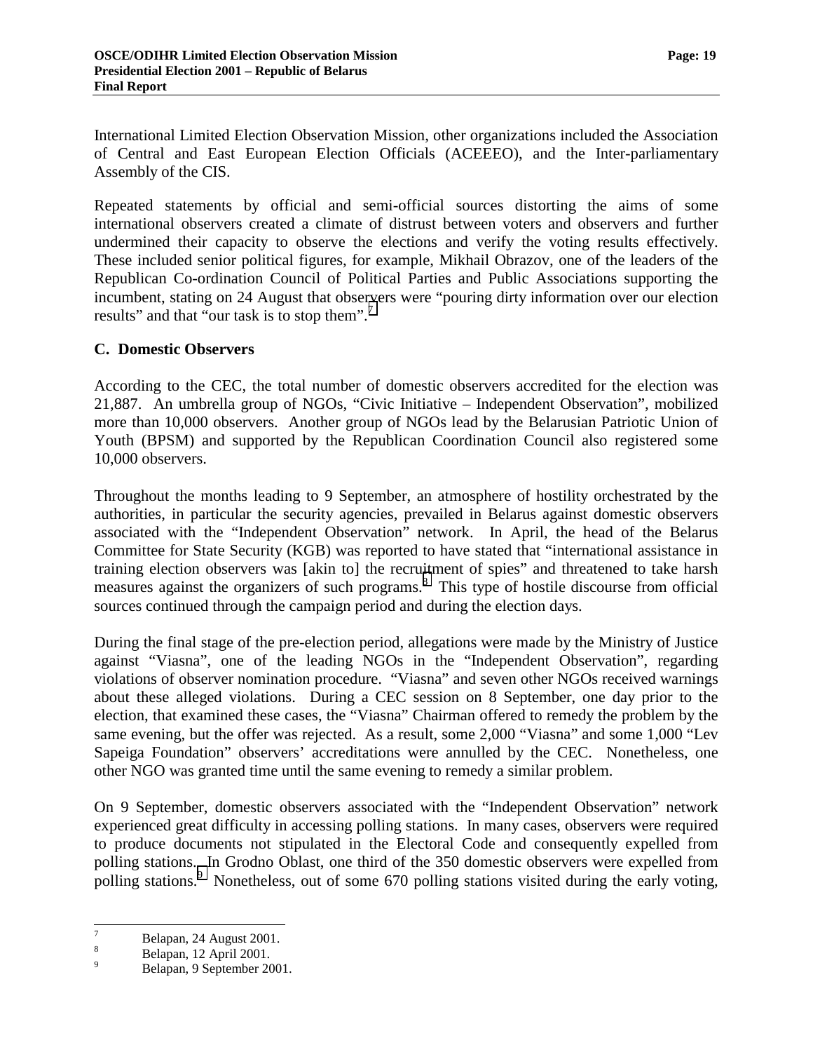International Limited Election Observation Mission, other organizations included the Association of Central and East European Election Officials (ACEEEO), and the Inter-parliamentary Assembly of the CIS.

Repeated statements by official and semi-official sources distorting the aims of some international observers created a climate of distrust between voters and observers and further undermined their capacity to observe the elections and verify the voting results effectively. These included senior political figures, for example, Mikhail Obrazov, one of the leaders of the Republican Co-ordination Council of Political Parties and Public Associations supporting the incumbent, stating on 24 August that observers were "pouring dirty information over our election results" and that "our task is to stop them".[7]

### C. Domestic Observers

According to the CEC, the total number of domestic observers accredited for the election was 21,887. An umbrella group of NGOs, "Civic Initiative – Independent Observation", mobilized more than 10,000 observers. Another group of NGOs lead by the Belarusian Patriotic Union of Youth (BPSM) and supported by the Republican Coordination Council also registered some 10,000 observers.

Throughout the months leading to 9 September, an atmosphere of hostility orchestrated by the authorities, in particular the security agencies, prevailed in Belarus against domestic observers associated with the "Independent Observation" network. In April, the head of the Belarus Committee for State Security (KGB) was reported to have stated that "international assistance in training election observers was [akin to] the recruitment of spies" and threatened to take harsh measures against the organizers of such programs.[8] This type of hostile discourse from official sources continued through the campaign period and during the election days.

During the final stage of the pre-election period, allegations were made by the Ministry of Justice against "Viasna", one of the leading NGOs in the "Independent Observation", regarding violations of observer nomination procedure. "Viasna" and seven other NGOs received warnings about these alleged violations. During a CEC session on 8 September, one day prior to the election, that examined these cases, the "Viasna" Chairman offered to remedy the problem by the same evening, but the offer was rejected. As a result, some 2,000 "Viasna" and some 1,000 "Lev Sapeiga Foundation" observers' accreditations were annulled by the CEC. Nonetheless, one other NGO was granted time until the same evening to remedy a similar problem.

On 9 September, domestic observers associated with the "Independent Observation" network experienced great difficulty in accessing polling stations. In many cases, observers were required to produce documents not stipulated in the Electoral Code and consequently expelled from polling stations. In Grodno Oblast, one third of the 350 domestic observers were expelled from polling stations.[9] Nonetheless, out of some 670 polling stations visited during the early voting,

---

7 Belapan, 24 August 2001.

8 Belapan, 12 April 2001.

9 Belapan, 9 September 2001.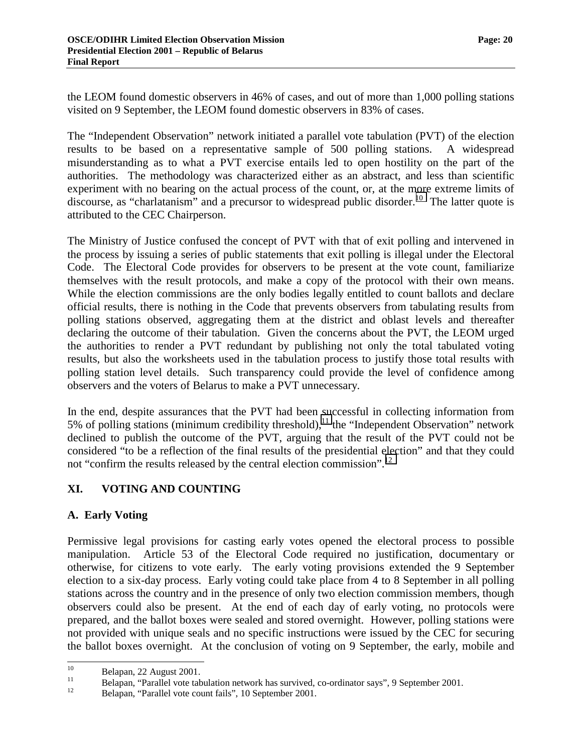the LEOM found domestic observers in 46% of cases, and out of more than 1,000 polling stations visited on 9 September, the LEOM found domestic observers in 83% of cases.

The "Independent Observation" network initiated a parallel vote tabulation (PVT) of the election results to be based on a representative sample of 500 polling stations. A widespread misunderstanding as to what a PVT exercise entails led to open hostility on the part of the authorities. The methodology was characterized either as an abstract, and less than scientific experiment with no bearing on the actual process of the count, or, at the more extreme limits of discourse, as "charlatanism" and a precursor to widespread public disorder.[10] The latter quote is attributed to the CEC Chairperson.

The Ministry of Justice confused the concept of PVT with that of exit polling and intervened in the process by issuing a series of public statements that exit polling is illegal under the Electoral Code. The Electoral Code provides for observers to be present at the vote count, familiarize themselves with the result protocols, and make a copy of the protocol with their own means. While the election commissions are the only bodies legally entitled to count ballots and declare official results, there is nothing in the Code that prevents observers from tabulating results from polling stations observed, aggregating them at the district and oblast levels and thereafter declaring the outcome of their tabulation. Given the concerns about the PVT, the LEOM urged the authorities to render a PVT redundant by publishing not only the total tabulated voting results, but also the worksheets used in the tabulation process to justify those total results with polling station level details. Such transparency could provide the level of confidence among observers and the voters of Belarus to make a PVT unnecessary.

In the end, despite assurances that the PVT had been successful in collecting information from 5% of polling stations (minimum credibility threshold),[11] the "Independent Observation" network declined to publish the outcome of the PVT, arguing that the result of the PVT could not be considered "to be a reflection of the final results of the presidential election" and that they could not "confirm the results released by the central election commission".[12]

## XI. VOTING AND COUNTING

### A. Early Voting

Permissive legal provisions for casting early votes opened the electoral process to possible manipulation. Article 53 of the Electoral Code required no justification, documentary or otherwise, for citizens to vote early. The early voting provisions extended the 9 September election to a six-day process. Early voting could take place from 4 to 8 September in all polling stations across the country and in the presence of only two election commission members, though observers could also be present. At the end of each day of early voting, no protocols were prepared, and the ballot boxes were sealed and stored overnight. However, polling stations were not provided with unique seals and no specific instructions were issued by the CEC for securing the ballot boxes overnight. At the conclusion of voting on 9 September, the early, mobile and

---

[10] Belapan, 22 August 2001.

[11] Belapan, "Parallel vote tabulation network has survived, co-ordinator says", 9 September 2001.

[12] Belapan, "Parallel vote count fails", 10 September 2001.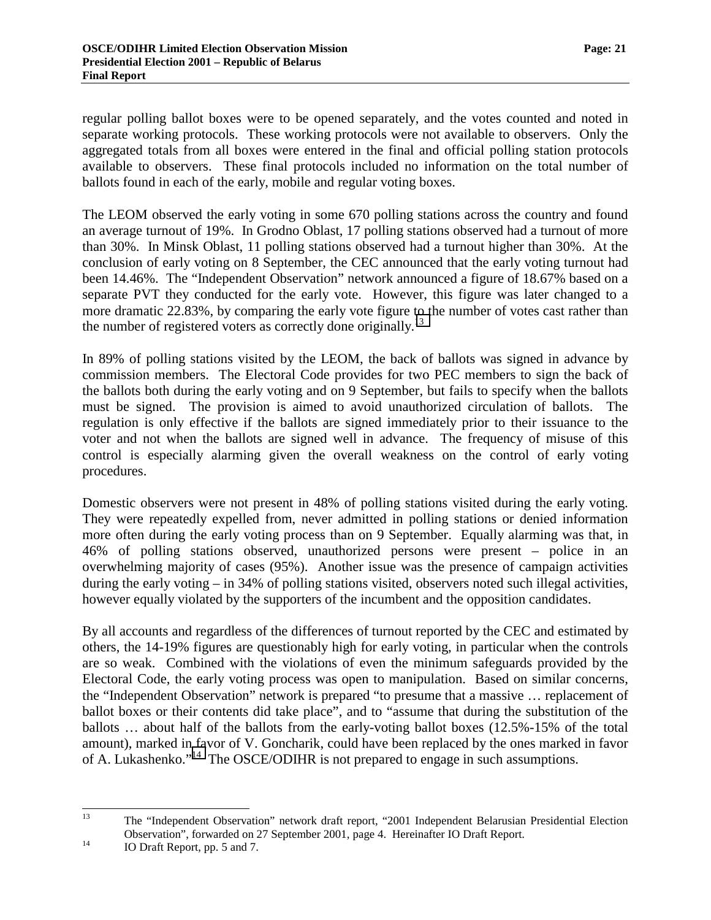regular polling ballot boxes were to be opened separately, and the votes counted and noted in separate working protocols. These working protocols were not available to observers. Only the aggregated totals from all boxes were entered in the final and official polling station protocols available to observers. These final protocols included no information on the total number of ballots found in each of the early, mobile and regular voting boxes.

The LEOM observed the early voting in some 670 polling stations across the country and found an average turnout of 19%. In Grodno Oblast, 17 polling stations observed had a turnout of more than 30%. In Minsk Oblast, 11 polling stations observed had a turnout higher than 30%. At the conclusion of early voting on 8 September, the CEC announced that the early voting turnout had been 14.46%. The "Independent Observation" network announced a figure of 18.67% based on a separate PVT they conducted for the early vote. However, this figure was later changed to a more dramatic 22.83%, by comparing the early vote figure to the number of votes cast rather than the number of registered voters as correctly done originally.[13]

In 89% of polling stations visited by the LEOM, the back of ballots was signed in advance by commission members. The Electoral Code provides for two PEC members to sign the back of the ballots both during the early voting and on 9 September, but fails to specify when the ballots must be signed. The provision is aimed to avoid unauthorized circulation of ballots. The regulation is only effective if the ballots are signed immediately prior to their issuance to the voter and not when the ballots are signed well in advance. The frequency of misuse of this control is especially alarming given the overall weakness on the control of early voting procedures.

Domestic observers were not present in 48% of polling stations visited during the early voting. They were repeatedly expelled from, never admitted in polling stations or denied information more often during the early voting process than on 9 September. Equally alarming was that, in 46% of polling stations observed, unauthorized persons were present – police in an overwhelming majority of cases (95%). Another issue was the presence of campaign activities during the early voting – in 34% of polling stations visited, observers noted such illegal activities, however equally violated by the supporters of the incumbent and the opposition candidates.

By all accounts and regardless of the differences of turnout reported by the CEC and estimated by others, the 14-19% figures are questionably high for early voting, in particular when the controls are so weak. Combined with the violations of even the minimum safeguards provided by the Electoral Code, the early voting process was open to manipulation. Based on similar concerns, the "Independent Observation" network is prepared "to presume that a massive … replacement of ballot boxes or their contents did take place", and to "assume that during the substitution of the ballots … about half of the ballots from the early-voting ballot boxes (12.5%-15% of the total amount), marked in favor of V. Goncharik, could have been replaced by the ones marked in favor of A. Lukashenko."[14] The OSCE/ODIHR is not prepared to engage in such assumptions.

---

[13] The "Independent Observation" network draft report, "2001 Independent Belarusian Presidential Election Observation", forwarded on 27 September 2001, page 4. Hereinafter IO Draft Report.

[14] IO Draft Report, pp. 5 and 7.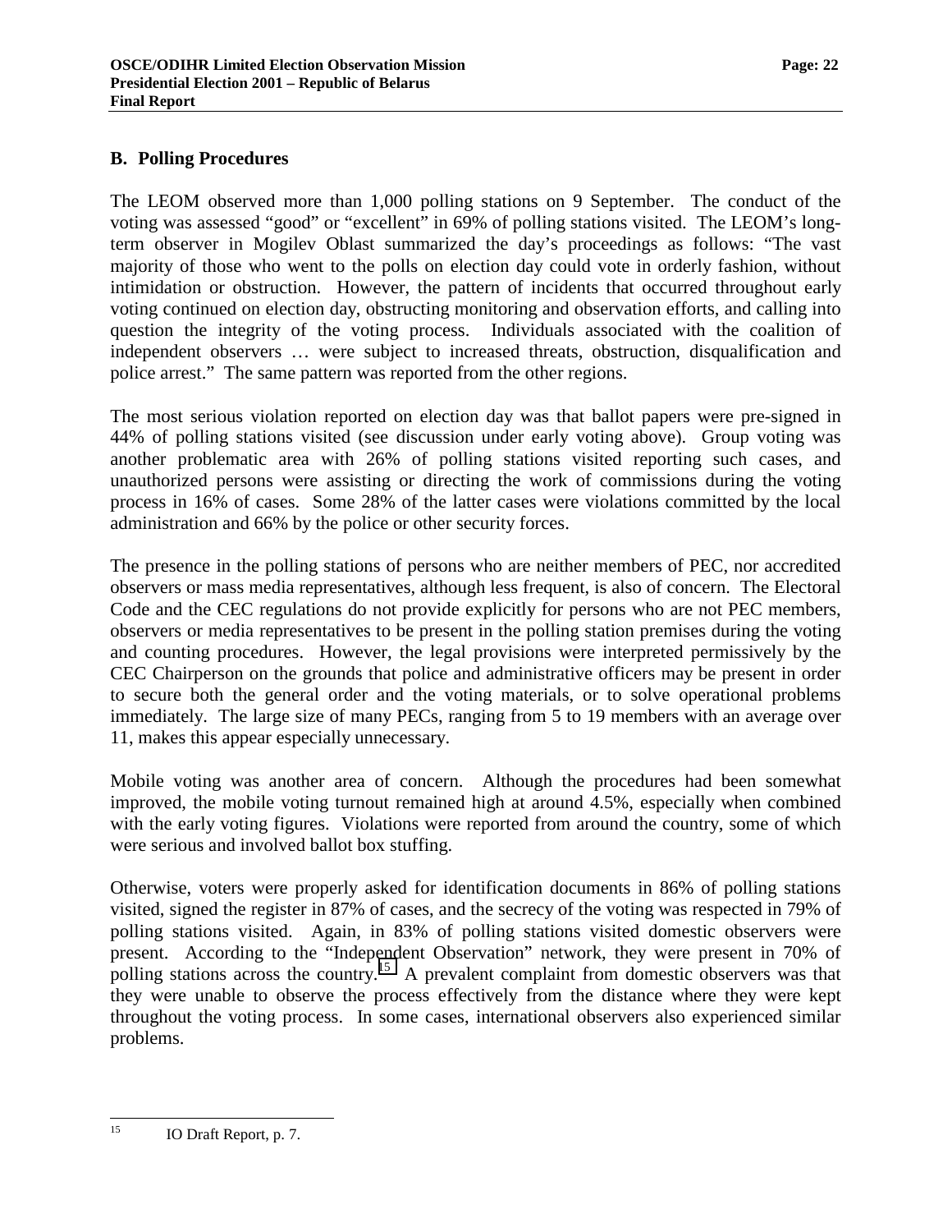## B. Polling Procedures

The LEOM observed more than 1,000 polling stations on 9 September. The conduct of the voting was assessed "good" or "excellent" in 69% of polling stations visited. The LEOM's long-term observer in Mogilev Oblast summarized the day's proceedings as follows: "The vast majority of those who went to the polls on election day could vote in orderly fashion, without intimidation or obstruction. However, the pattern of incidents that occurred throughout early voting continued on election day, obstructing monitoring and observation efforts, and calling into question the integrity of the voting process. Individuals associated with the coalition of independent observers … were subject to increased threats, obstruction, disqualification and police arrest." The same pattern was reported from the other regions.

The most serious violation reported on election day was that ballot papers were pre-signed in 44% of polling stations visited (see discussion under early voting above). Group voting was another problematic area with 26% of polling stations visited reporting such cases, and unauthorized persons were assisting or directing the work of commissions during the voting process in 16% of cases. Some 28% of the latter cases were violations committed by the local administration and 66% by the police or other security forces.

The presence in the polling stations of persons who are neither members of PEC, nor accredited observers or mass media representatives, although less frequent, is also of concern. The Electoral Code and the CEC regulations do not provide explicitly for persons who are not PEC members, observers or media representatives to be present in the polling station premises during the voting and counting procedures. However, the legal provisions were interpreted permissively by the CEC Chairperson on the grounds that police and administrative officers may be present in order to secure both the general order and the voting materials, or to solve operational problems immediately. The large size of many PECs, ranging from 5 to 19 members with an average over 11, makes this appear especially unnecessary.

Mobile voting was another area of concern. Although the procedures had been somewhat improved, the mobile voting turnout remained high at around 4.5%, especially when combined with the early voting figures. Violations were reported from around the country, some of which were serious and involved ballot box stuffing.

Otherwise, voters were properly asked for identification documents in 86% of polling stations visited, signed the register in 87% of cases, and the secrecy of the voting was respected in 79% of polling stations visited. Again, in 83% of polling stations visited domestic observers were present. According to the "Independent Observation" network, they were present in 70% of polling stations across the country.[15] A prevalent complaint from domestic observers was that they were unable to observe the process effectively from the distance where they were kept throughout the voting process. In some cases, international observers also experienced similar problems.

---

[15] IO Draft Report, p. 7.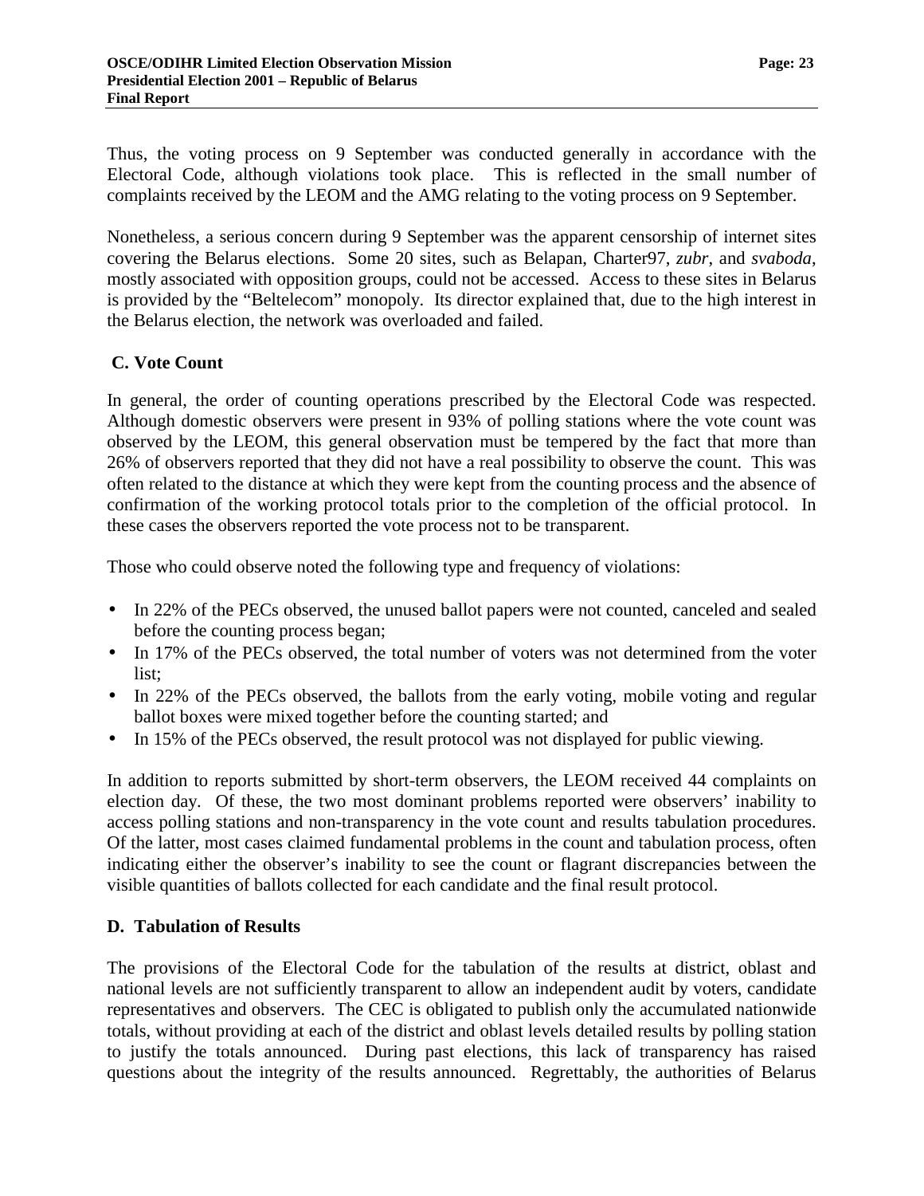Thus, the voting process on 9 September was conducted generally in accordance with the Electoral Code, although violations took place. This is reflected in the small number of complaints received by the LEOM and the AMG relating to the voting process on 9 September.

Nonetheless, a serious concern during 9 September was the apparent censorship of internet sites covering the Belarus elections. Some 20 sites, such as Belapan, Charter97, *zubr*, and *svaboda*, mostly associated with opposition groups, could not be accessed. Access to these sites in Belarus is provided by the "Beltelecom" monopoly. Its director explained that, due to the high interest in the Belarus election, the network was overloaded and failed.

### C. Vote Count

In general, the order of counting operations prescribed by the Electoral Code was respected. Although domestic observers were present in 93% of polling stations where the vote count was observed by the LEOM, this general observation must be tempered by the fact that more than 26% of observers reported that they did not have a real possibility to observe the count. This was often related to the distance at which they were kept from the counting process and the absence of confirmation of the working protocol totals prior to the completion of the official protocol. In these cases the observers reported the vote process not to be transparent.

Those who could observe noted the following type and frequency of violations:

- In 22% of the PECs observed, the unused ballot papers were not counted, canceled and sealed before the counting process began;
- In 17% of the PECs observed, the total number of voters was not determined from the voter list;
- In 22% of the PECs observed, the ballots from the early voting, mobile voting and regular ballot boxes were mixed together before the counting started; and
- In 15% of the PECs observed, the result protocol was not displayed for public viewing.

In addition to reports submitted by short-term observers, the LEOM received 44 complaints on election day. Of these, the two most dominant problems reported were observers' inability to access polling stations and non-transparency in the vote count and results tabulation procedures. Of the latter, most cases claimed fundamental problems in the count and tabulation process, often indicating either the observer's inability to see the count or flagrant discrepancies between the visible quantities of ballots collected for each candidate and the final result protocol.

### D. Tabulation of Results

The provisions of the Electoral Code for the tabulation of the results at district, oblast and national levels are not sufficiently transparent to allow an independent audit by voters, candidate representatives and observers. The CEC is obligated to publish only the accumulated nationwide totals, without providing at each of the district and oblast levels detailed results by polling station to justify the totals announced. During past elections, this lack of transparency has raised questions about the integrity of the results announced. Regrettably, the authorities of Belarus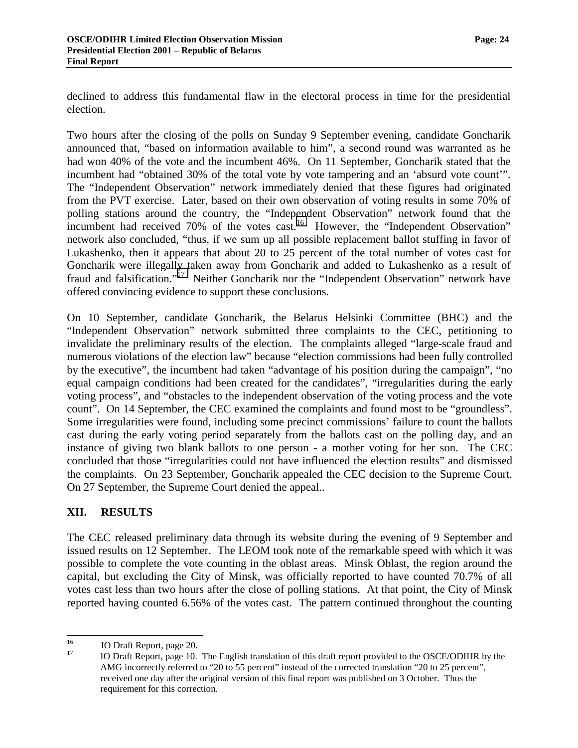declined to address this fundamental flaw in the electoral process in time for the presidential election.

Two hours after the closing of the polls on Sunday 9 September evening, candidate Goncharik announced that, "based on information available to him", a second round was warranted as he had won 40% of the vote and the incumbent 46%. On 11 September, Goncharik stated that the incumbent had "obtained 30% of the total vote by vote tampering and an 'absurd vote count'". The "Independent Observation" network immediately denied that these figures had originated from the PVT exercise. Later, based on their own observation of voting results in some 70% of polling stations around the country, the "Independent Observation" network found that the incumbent had received 70% of the votes cast.[16] However, the "Independent Observation" network also concluded, "thus, if we sum up all possible replacement ballot stuffing in favor of Lukashenko, then it appears that about 20 to 25 percent of the total number of votes cast for Goncharik were illegally taken away from Goncharik and added to Lukashenko as a result of fraud and falsification."[17] Neither Goncharik nor the "Independent Observation" network have offered convincing evidence to support these conclusions.

On 10 September, candidate Goncharik, the Belarus Helsinki Committee (BHC) and the "Independent Observation" network submitted three complaints to the CEC, petitioning to invalidate the preliminary results of the election. The complaints alleged "large-scale fraud and numerous violations of the election law" because "election commissions had been fully controlled by the executive", the incumbent had taken "advantage of his position during the campaign", "no equal campaign conditions had been created for the candidates", "irregularities during the early voting process", and "obstacles to the independent observation of the voting process and the vote count". On 14 September, the CEC examined the complaints and found most to be "groundless". Some irregularities were found, including some precinct commissions' failure to count the ballots cast during the early voting period separately from the ballots cast on the polling day, and an instance of giving two blank ballots to one person - a mother voting for her son. The CEC concluded that those "irregularities could not have influenced the election results" and dismissed the complaints. On 23 September, Goncharik appealed the CEC decision to the Supreme Court. On 27 September, the Supreme Court denied the appeal..

## XII. RESULTS

The CEC released preliminary data through its website during the evening of 9 September and issued results on 12 September. The LEOM took note of the remarkable speed with which it was possible to complete the vote counting in the oblast areas. Minsk Oblast, the region around the capital, but excluding the City of Minsk, was officially reported to have counted 70.7% of all votes cast less than two hours after the close of polling stations. At that point, the City of Minsk reported having counted 6.56% of the votes cast. The pattern continued throughout the counting

---

[16] IO Draft Report, page 20.

[17] IO Draft Report, page 10. The English translation of this draft report provided to the OSCE/ODIHR by the AMG incorrectly referred to "20 to 55 percent" instead of the corrected translation "20 to 25 percent", received one day after the original version of this final report was published on 3 October. Thus the requirement for this correction.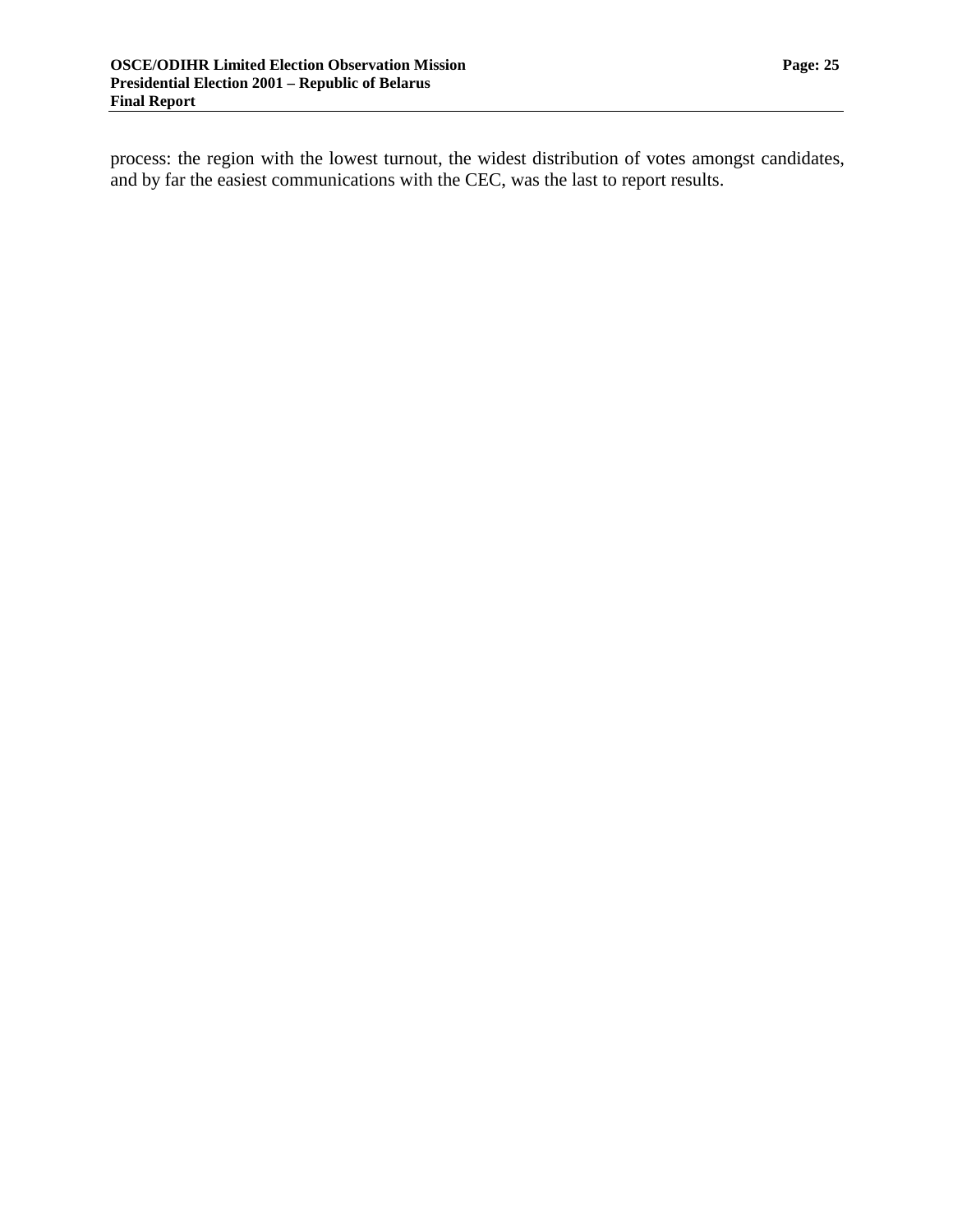process: the region with the lowest turnout, the widest distribution of votes amongst candidates, and by far the easiest communications with the CEC, was the last to report results.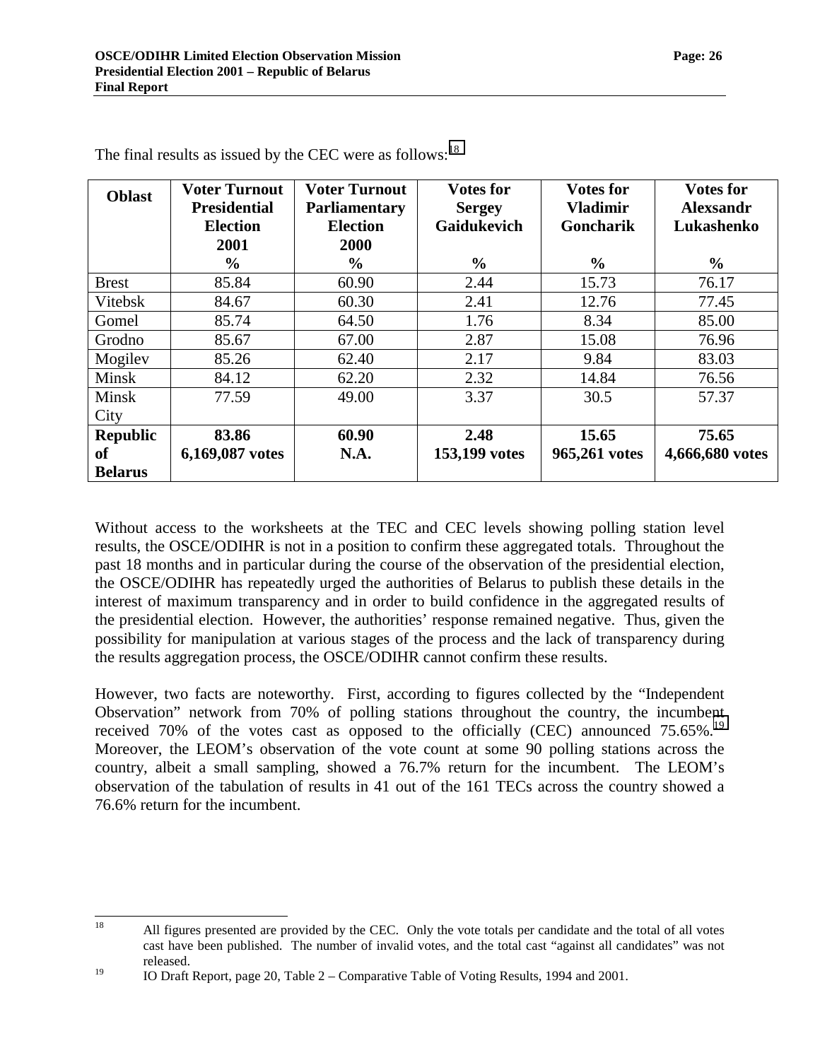The final results as issued by the CEC were as follows:[18]

| Oblast | Voter Turnout Presidential Election 2001 % | Voter Turnout Parliamentary Election 2000 % | Votes for Sergey Gaidukevich % | Votes for Vladimir Goncharik % | Votes for Alexsandr Lukashenko % |
|---|---|---|---|---|---|
| Brest | 85.84 | 60.90 | 2.44 | 15.73 | 76.17 |
| Vitebsk | 84.67 | 60.30 | 2.41 | 12.76 | 77.45 |
| Gomel | 85.74 | 64.50 | 1.76 | 8.34 | 85.00 |
| Grodno | 85.67 | 67.00 | 2.87 | 15.08 | 76.96 |
| Mogilev | 85.26 | 62.40 | 2.17 | 9.84 | 83.03 |
| Minsk | 84.12 | 62.20 | 2.32 | 14.84 | 76.56 |
| Minsk City | 77.59 | 49.00 | 3.37 | 30.5 | 57.37 |
| **Republic of Belarus** | **83.86 6,169,087 votes** | **60.90 N.A.** | **2.48 153,199 votes** | **15.65 965,261 votes** | **75.65 4,666,680 votes** |

Without access to the worksheets at the TEC and CEC levels showing polling station level results, the OSCE/ODIHR is not in a position to confirm these aggregated totals. Throughout the past 18 months and in particular during the course of the observation of the presidential election, the OSCE/ODIHR has repeatedly urged the authorities of Belarus to publish these details in the interest of maximum transparency and in order to build confidence in the aggregated results of the presidential election. However, the authorities' response remained negative. Thus, given the possibility for manipulation at various stages of the process and the lack of transparency during the results aggregation process, the OSCE/ODIHR cannot confirm these results.

However, two facts are noteworthy. First, according to figures collected by the "Independent Observation" network from 70% of polling stations throughout the country, the incumbent received 70% of the votes cast as opposed to the officially (CEC) announced 75.65%.[19] Moreover, the LEOM's observation of the vote count at some 90 polling stations across the country, albeit a small sampling, showed a 76.7% return for the incumbent. The LEOM's observation of the tabulation of results in 41 out of the 161 TECs across the country showed a 76.6% return for the incumbent.

---

[18] All figures presented are provided by the CEC. Only the vote totals per candidate and the total of all votes cast have been published. The number of invalid votes, and the total cast "against all candidates" was not released.

[19] IO Draft Report, page 20, Table 2 – Comparative Table of Voting Results, 1994 and 2001.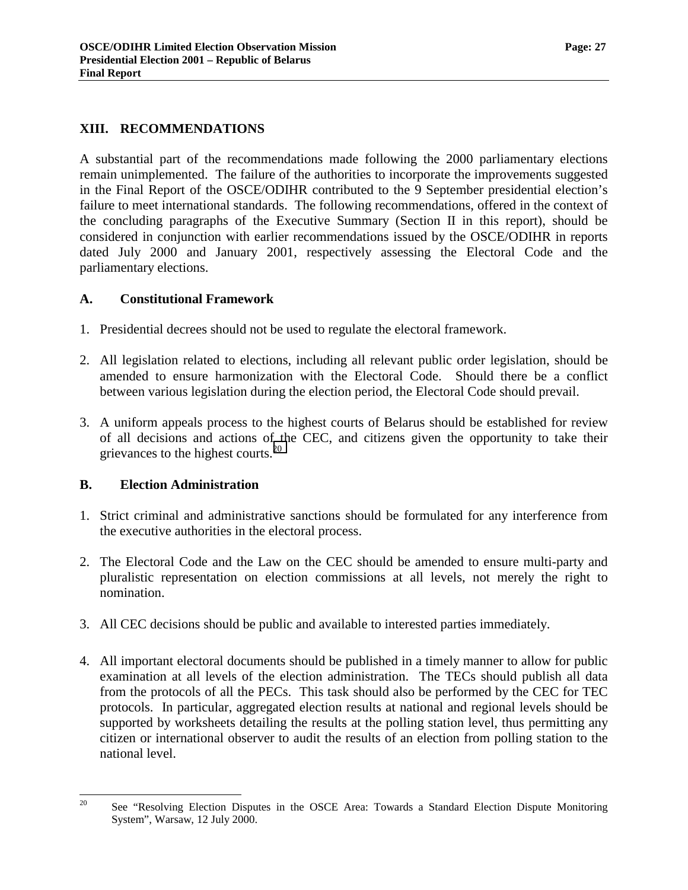## XIII. RECOMMENDATIONS

A substantial part of the recommendations made following the 2000 parliamentary elections remain unimplemented. The failure of the authorities to incorporate the improvements suggested in the Final Report of the OSCE/ODIHR contributed to the 9 September presidential election's failure to meet international standards. The following recommendations, offered in the context of the concluding paragraphs of the Executive Summary (Section II in this report), should be considered in conjunction with earlier recommendations issued by the OSCE/ODIHR in reports dated July 2000 and January 2001, respectively assessing the Electoral Code and the parliamentary elections.

### A. Constitutional Framework

1. Presidential decrees should not be used to regulate the electoral framework.

2. All legislation related to elections, including all relevant public order legislation, should be amended to ensure harmonization with the Electoral Code. Should there be a conflict between various legislation during the election period, the Electoral Code should prevail.

3. A uniform appeals process to the highest courts of Belarus should be established for review of all decisions and actions of the CEC, and citizens given the opportunity to take their grievances to the highest courts.[20]

### B. Election Administration

1. Strict criminal and administrative sanctions should be formulated for any interference from the executive authorities in the electoral process.

2. The Electoral Code and the Law on the CEC should be amended to ensure multi-party and pluralistic representation on election commissions at all levels, not merely the right to nomination.

3. All CEC decisions should be public and available to interested parties immediately.

4. All important electoral documents should be published in a timely manner to allow for public examination at all levels of the election administration. The TECs should publish all data from the protocols of all the PECs. This task should also be performed by the CEC for TEC protocols. In particular, aggregated election results at national and regional levels should be supported by worksheets detailing the results at the polling station level, thus permitting any citizen or international observer to audit the results of an election from polling station to the national level.

---

[20] See "Resolving Election Disputes in the OSCE Area: Towards a Standard Election Dispute Monitoring System", Warsaw, 12 July 2000.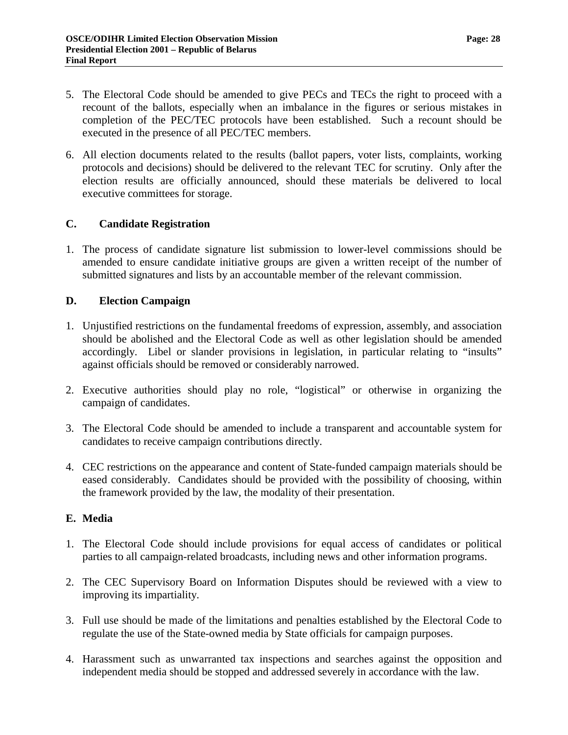5. The Electoral Code should be amended to give PECs and TECs the right to proceed with a recount of the ballots, especially when an imbalance in the figures or serious mistakes in completion of the PEC/TEC protocols have been established. Such a recount should be executed in the presence of all PEC/TEC members.

6. All election documents related to the results (ballot papers, voter lists, complaints, working protocols and decisions) should be delivered to the relevant TEC for scrutiny. Only after the election results are officially announced, should these materials be delivered to local executive committees for storage.

## C. Candidate Registration

1. The process of candidate signature list submission to lower-level commissions should be amended to ensure candidate initiative groups are given a written receipt of the number of submitted signatures and lists by an accountable member of the relevant commission.

## D. Election Campaign

1. Unjustified restrictions on the fundamental freedoms of expression, assembly, and association should be abolished and the Electoral Code as well as other legislation should be amended accordingly. Libel or slander provisions in legislation, in particular relating to "insults" against officials should be removed or considerably narrowed.

2. Executive authorities should play no role, "logistical" or otherwise in organizing the campaign of candidates.

3. The Electoral Code should be amended to include a transparent and accountable system for candidates to receive campaign contributions directly.

4. CEC restrictions on the appearance and content of State-funded campaign materials should be eased considerably. Candidates should be provided with the possibility of choosing, within the framework provided by the law, the modality of their presentation.

## E. Media

1. The Electoral Code should include provisions for equal access of candidates or political parties to all campaign-related broadcasts, including news and other information programs.

2. The CEC Supervisory Board on Information Disputes should be reviewed with a view to improving its impartiality.

3. Full use should be made of the limitations and penalties established by the Electoral Code to regulate the use of the State-owned media by State officials for campaign purposes.

4. Harassment such as unwarranted tax inspections and searches against the opposition and independent media should be stopped and addressed severely in accordance with the law.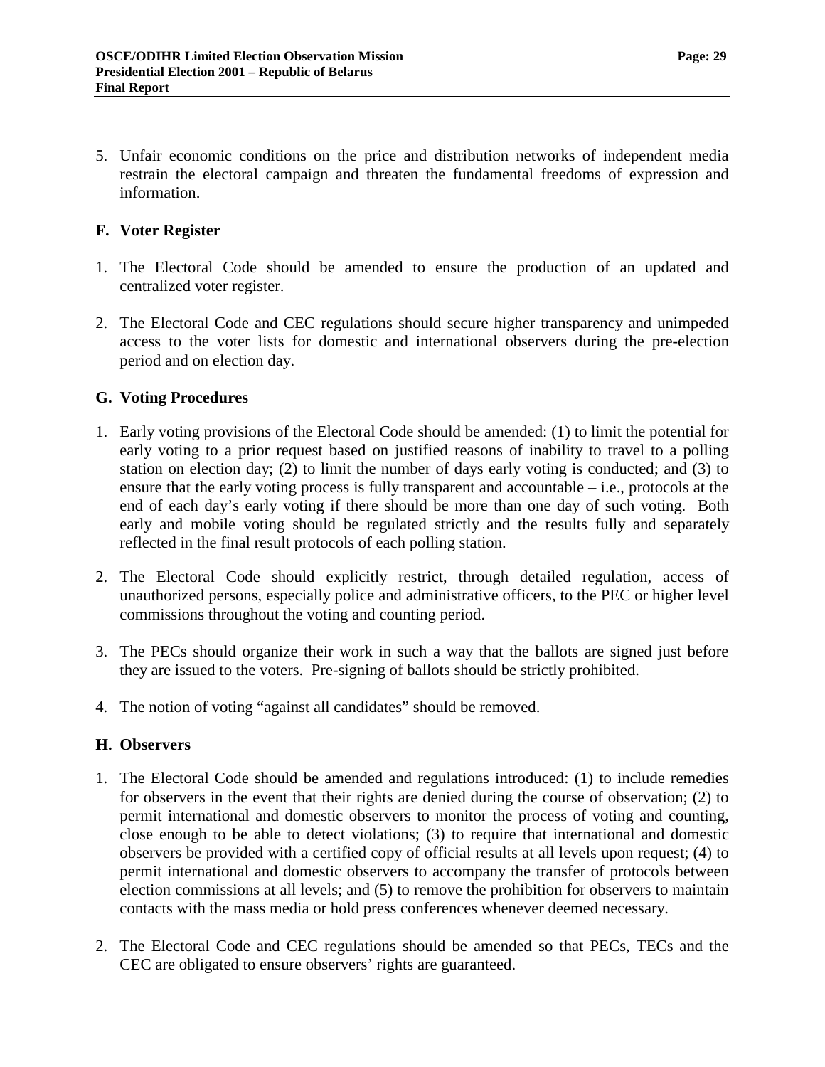5. Unfair economic conditions on the price and distribution networks of independent media restrain the electoral campaign and threaten the fundamental freedoms of expression and information.

## F. Voter Register

1. The Electoral Code should be amended to ensure the production of an updated and centralized voter register.

2. The Electoral Code and CEC regulations should secure higher transparency and unimpeded access to the voter lists for domestic and international observers during the pre-election period and on election day.

## G. Voting Procedures

1. Early voting provisions of the Electoral Code should be amended: (1) to limit the potential for early voting to a prior request based on justified reasons of inability to travel to a polling station on election day; (2) to limit the number of days early voting is conducted; and (3) to ensure that the early voting process is fully transparent and accountable – i.e., protocols at the end of each day's early voting if there should be more than one day of such voting. Both early and mobile voting should be regulated strictly and the results fully and separately reflected in the final result protocols of each polling station.

2. The Electoral Code should explicitly restrict, through detailed regulation, access of unauthorized persons, especially police and administrative officers, to the PEC or higher level commissions throughout the voting and counting period.

3. The PECs should organize their work in such a way that the ballots are signed just before they are issued to the voters. Pre-signing of ballots should be strictly prohibited.

4. The notion of voting "against all candidates" should be removed.

## H. Observers

1. The Electoral Code should be amended and regulations introduced: (1) to include remedies for observers in the event that their rights are denied during the course of observation; (2) to permit international and domestic observers to monitor the process of voting and counting, close enough to be able to detect violations; (3) to require that international and domestic observers be provided with a certified copy of official results at all levels upon request; (4) to permit international and domestic observers to accompany the transfer of protocols between election commissions at all levels; and (5) to remove the prohibition for observers to maintain contacts with the mass media or hold press conferences whenever deemed necessary.

2. The Electoral Code and CEC regulations should be amended so that PECs, TECs and the CEC are obligated to ensure observers' rights are guaranteed.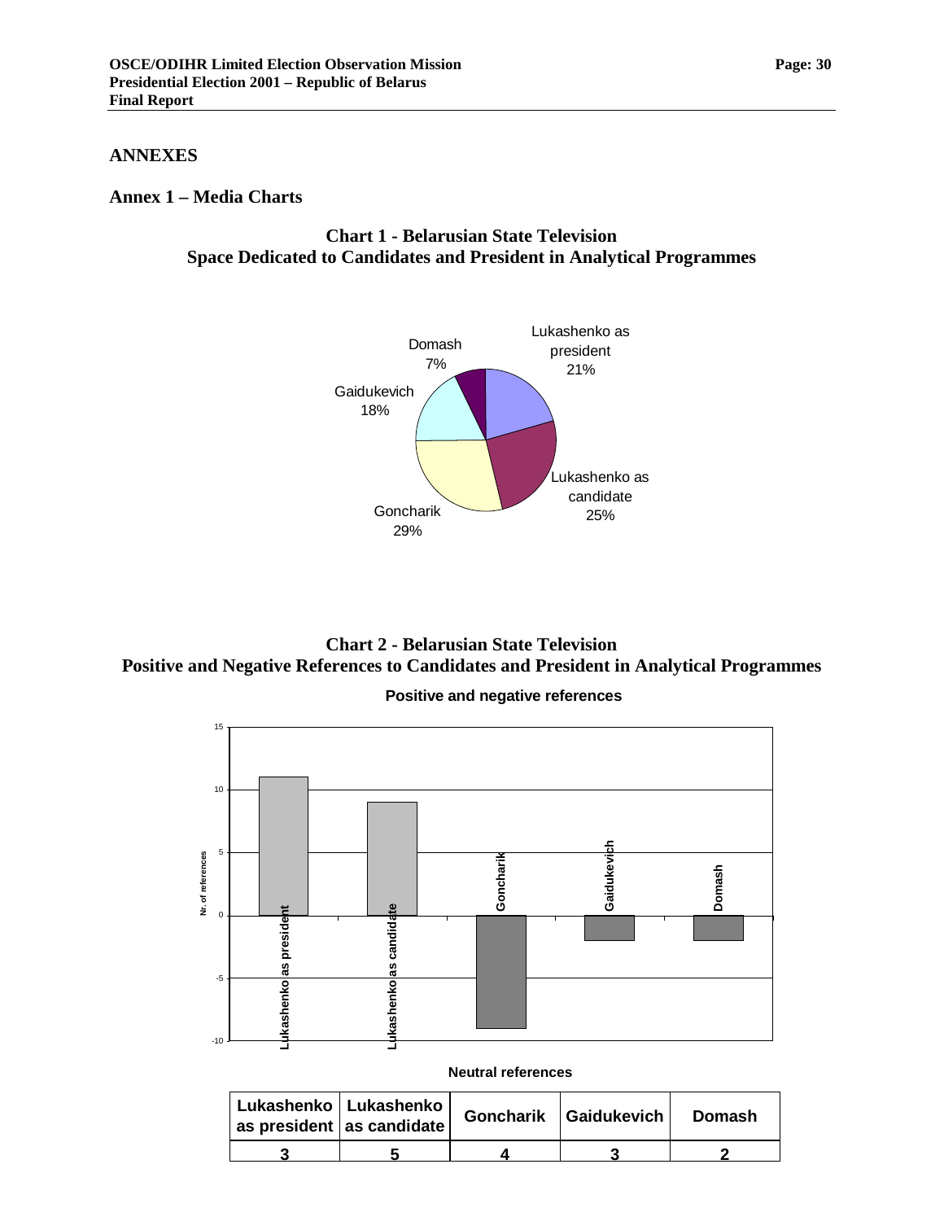## ANNEXES

### Annex 1 – Media Charts

**Chart 1 - Belarusian State Television**
**Space Dedicated to Candidates and President in Analytical Programmes**

Lukashenko as president 21%
Lukashenko as candidate 25%
Goncharik 29%
Gaidukevich 18%
Domash 7%

**Chart 2 - Belarusian State Television**
**Positive and Negative References to Candidates and President in Analytical Programmes**

**Positive and negative references**

Nr. of references

Lukashenko as president
Lukashenko as candidate
Goncharik
Gaidukevich
Domash

**Neutral references**

| Lukashenko as president | Lukashenko as candidate | Goncharik | Gaidukevich | Domash |
|---|---|---|---|---|
| 3 | 5 | 4 | 3 | 2 |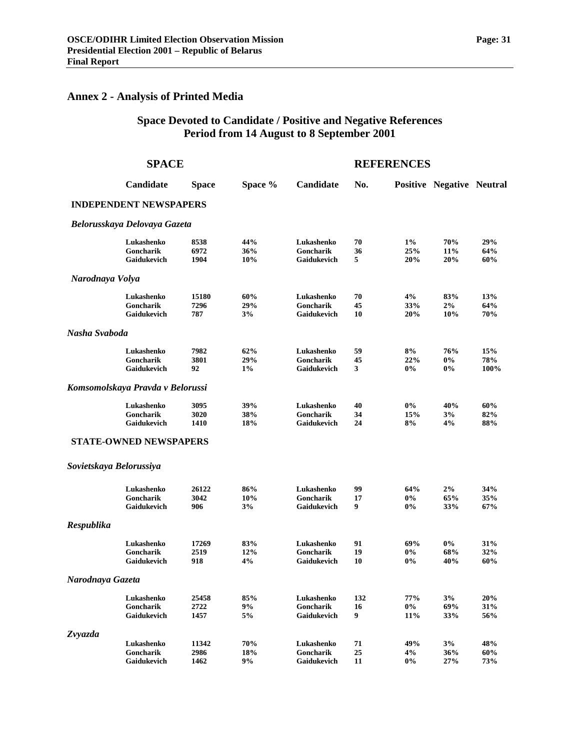## Annex 2 - Analysis of Printed Media

### Space Devoted to Candidate / Positive and Negative References
### Period from 14 August to 8 September 2001

| SPACE | | | | REFERENCES | | | | |
|---|---|---|---|---|---|---|---|---|
| **Candidate** | **Space** | **Space %** | **Candidate** | **No.** | **Positive** | **Negative** | **Neutral** | |
| **INDEPENDENT NEWSPAPERS** | | | | | | | | |
| ***Belorusskaya Delovaya Gazeta*** | | | | | | | | |
| Lukashenko | 8538 | 44% | Lukashenko | 70 | 1% | 70% | 29% | |
| Goncharik | 6972 | 36% | Goncharik | 36 | 25% | 11% | 64% | |
| Gaidukevich | 1904 | 10% | Gaidukevich | 5 | 20% | 20% | 60% | |
| ***Narodnaya Volya*** | | | | | | | | |
| Lukashenko | 15180 | 60% | Lukashenko | 70 | 4% | 83% | 13% | |
| Goncharik | 7296 | 29% | Goncharik | 45 | 33% | 2% | 64% | |
| Gaidukevich | 787 | 3% | Gaidukevich | 10 | 20% | 10% | 70% | |
| ***Nasha Svaboda*** | | | | | | | | |
| Lukashenko | 7982 | 62% | Lukashenko | 59 | 8% | 76% | 15% | |
| Goncharik | 3801 | 29% | Goncharik | 45 | 22% | 0% | 78% | |
| Gaidukevich | 92 | 1% | Gaidukevich | 3 | 0% | 0% | 100% | |
| ***Komsomolskaya Pravda v Belorussi*** | | | | | | | | |
| Lukashenko | 3095 | 39% | Lukashenko | 40 | 0% | 40% | 60% | |
| Goncharik | 3020 | 38% | Goncharik | 34 | 15% | 3% | 82% | |
| Gaidukevich | 1410 | 18% | Gaidukevich | 24 | 8% | 4% | 88% | |
| **STATE-OWNED NEWSPAPERS** | | | | | | | | |
| ***Sovietskaya Belorussiya*** | | | | | | | | |
| Lukashenko | 26122 | 86% | Lukashenko | 99 | 64% | 2% | 34% | |
| Goncharik | 3042 | 10% | Goncharik | 17 | 0% | 65% | 35% | |
| Gaidukevich | 906 | 3% | Gaidukevich | 9 | 0% | 33% | 67% | |
| ***Respublika*** | | | | | | | | |
| Lukashenko | 17269 | 83% | Lukashenko | 91 | 69% | 0% | 31% | |
| Goncharik | 2519 | 12% | Goncharik | 19 | 0% | 68% | 32% | |
| Gaidukevich | 918 | 4% | Gaidukevich | 10 | 0% | 40% | 60% | |
| ***Narodnaya Gazeta*** | | | | | | | | |
| Lukashenko | 25458 | 85% | Lukashenko | 132 | 77% | 3% | 20% | |
| Goncharik | 2722 | 9% | Goncharik | 16 | 0% | 69% | 31% | |
| Gaidukevich | 1457 | 5% | Gaidukevich | 9 | 11% | 33% | 56% | |
| ***Zvyazda*** | | | | | | | | |
| Lukashenko | 11342 | 70% | Lukashenko | 71 | 49% | 3% | 48% | |
| Goncharik | 2986 | 18% | Goncharik | 25 | 4% | 36% | 60% | |
| Gaidukevich | 1462 | 9% | Gaidukevich | 11 | 0% | 27% | 73% | |